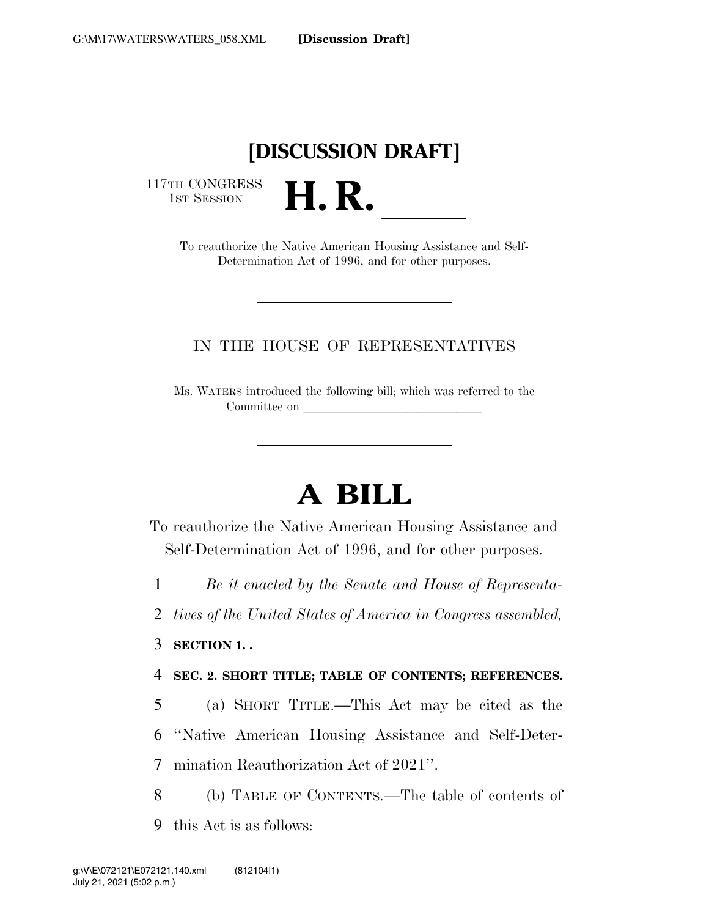**[DISCUSSION DRAFT]**

117TH CONGRESS
1ST SESSION

# H. R. \_\_\_\_\_\_

To reauthorize the Native American Housing Assistance and Self-Determination Act of 1996, and for other purposes.

IN THE HOUSE OF REPRESENTATIVES

Ms. WATERS introduced the following bill; which was referred to the Committee on \_\_\_\_\_\_\_\_\_\_\_\_\_\_\_\_\_\_\_\_\_\_\_\_\_\_\_\_

# A BILL

To reauthorize the Native American Housing Assistance and Self-Determination Act of 1996, and for other purposes.

*Be it enacted by the Senate and House of Representatives of the United States of America in Congress assembled,*

**SECTION 1. .**

**SEC. 2. SHORT TITLE; TABLE OF CONTENTS; REFERENCES.**

(a) SHORT TITLE.—This Act may be cited as the "Native American Housing Assistance and Self-Determination Reauthorization Act of 2021".

(b) TABLE OF CONTENTS.—The table of contents of this Act is as follows: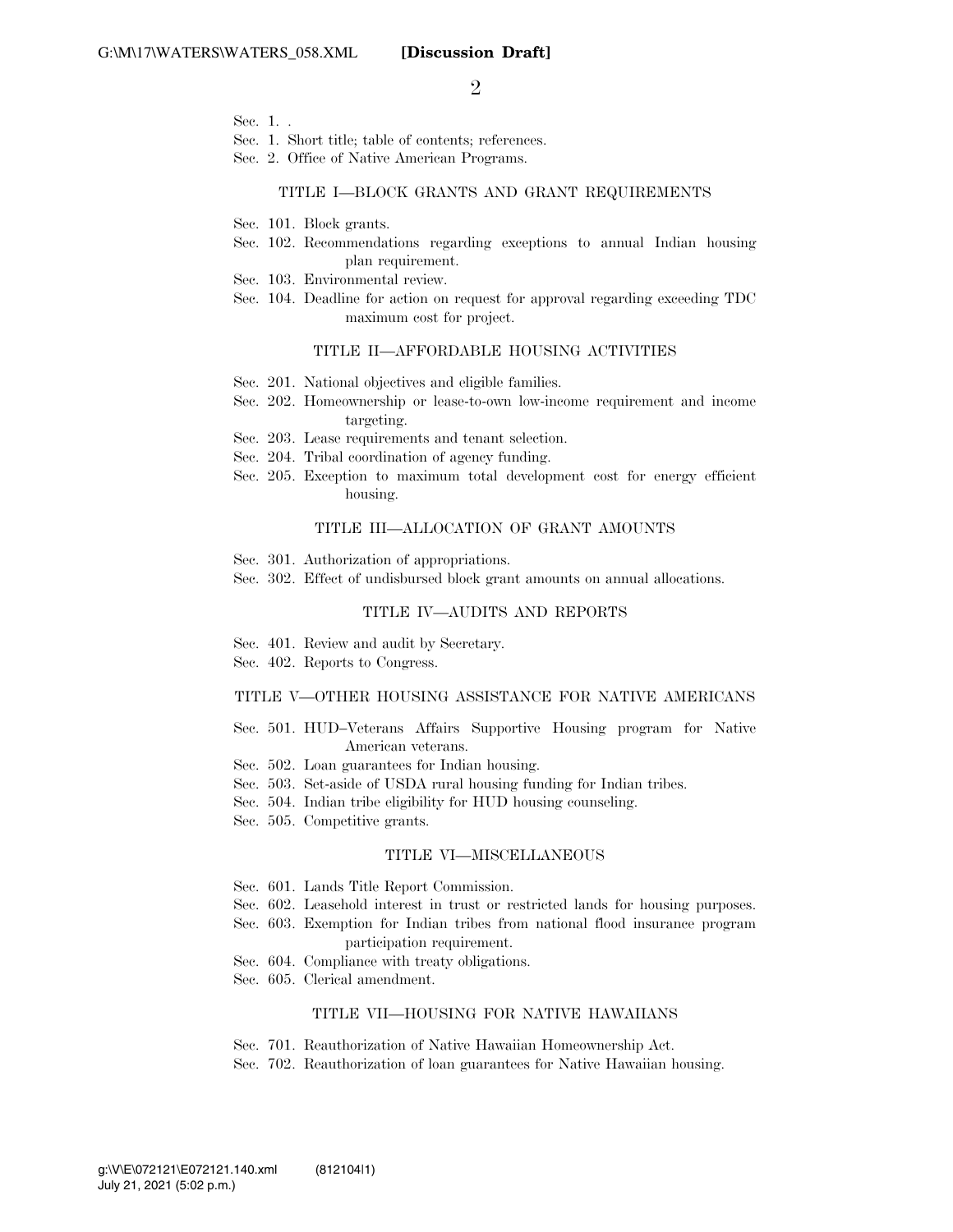Sec. 1. .
Sec. 1. Short title; table of contents; references.
Sec. 2. Office of Native American Programs.

TITLE I—BLOCK GRANTS AND GRANT REQUIREMENTS

Sec. 101. Block grants.
Sec. 102. Recommendations regarding exceptions to annual Indian housing plan requirement.
Sec. 103. Environmental review.
Sec. 104. Deadline for action on request for approval regarding exceeding TDC maximum cost for project.

TITLE II—AFFORDABLE HOUSING ACTIVITIES

Sec. 201. National objectives and eligible families.
Sec. 202. Homeownership or lease-to-own low-income requirement and income targeting.
Sec. 203. Lease requirements and tenant selection.
Sec. 204. Tribal coordination of agency funding.
Sec. 205. Exception to maximum total development cost for energy efficient housing.

TITLE III—ALLOCATION OF GRANT AMOUNTS

Sec. 301. Authorization of appropriations.
Sec. 302. Effect of undisbursed block grant amounts on annual allocations.

TITLE IV—AUDITS AND REPORTS

Sec. 401. Review and audit by Secretary.
Sec. 402. Reports to Congress.

TITLE V—OTHER HOUSING ASSISTANCE FOR NATIVE AMERICANS

Sec. 501. HUD–Veterans Affairs Supportive Housing program for Native American veterans.
Sec. 502. Loan guarantees for Indian housing.
Sec. 503. Set-aside of USDA rural housing funding for Indian tribes.
Sec. 504. Indian tribe eligibility for HUD housing counseling.
Sec. 505. Competitive grants.

TITLE VI—MISCELLANEOUS

Sec. 601. Lands Title Report Commission.
Sec. 602. Leasehold interest in trust or restricted lands for housing purposes.
Sec. 603. Exemption for Indian tribes from national flood insurance program participation requirement.
Sec. 604. Compliance with treaty obligations.
Sec. 605. Clerical amendment.

TITLE VII—HOUSING FOR NATIVE HAWAIIANS

Sec. 701. Reauthorization of Native Hawaiian Homeownership Act.
Sec. 702. Reauthorization of loan guarantees for Native Hawaiian housing.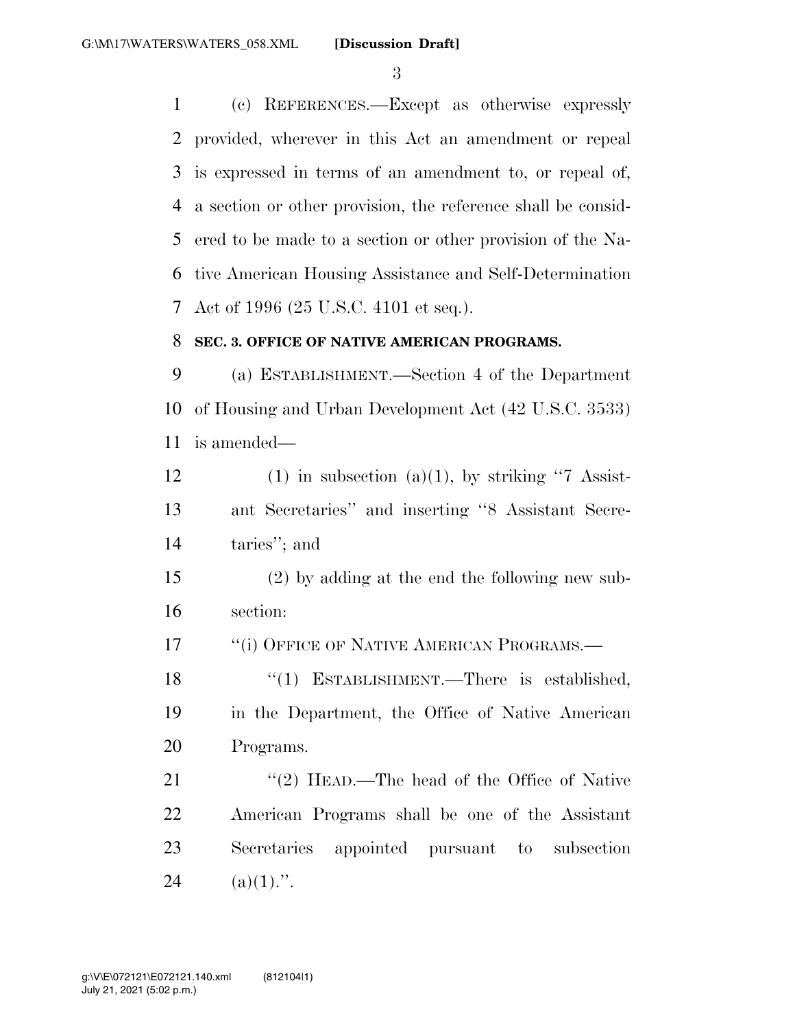(c) REFERENCES.—Except as otherwise expressly provided, wherever in this Act an amendment or repeal is expressed in terms of an amendment to, or repeal of, a section or other provision, the reference shall be considered to be made to a section or other provision of the Native American Housing Assistance and Self-Determination Act of 1996 (25 U.S.C. 4101 et seq.).

**SEC. 3. OFFICE OF NATIVE AMERICAN PROGRAMS.**

(a) ESTABLISHMENT.—Section 4 of the Department of Housing and Urban Development Act (42 U.S.C. 3533) is amended—

(1) in subsection (a)(1), by striking ''7 Assistant Secretaries'' and inserting ''8 Assistant Secretaries''; and

(2) by adding at the end the following new subsection:

''(i) OFFICE OF NATIVE AMERICAN PROGRAMS.—

''(1) ESTABLISHMENT.—There is established, in the Department, the Office of Native American Programs.

''(2) HEAD.—The head of the Office of Native American Programs shall be one of the Assistant Secretaries appointed pursuant to subsection (a)(1).''.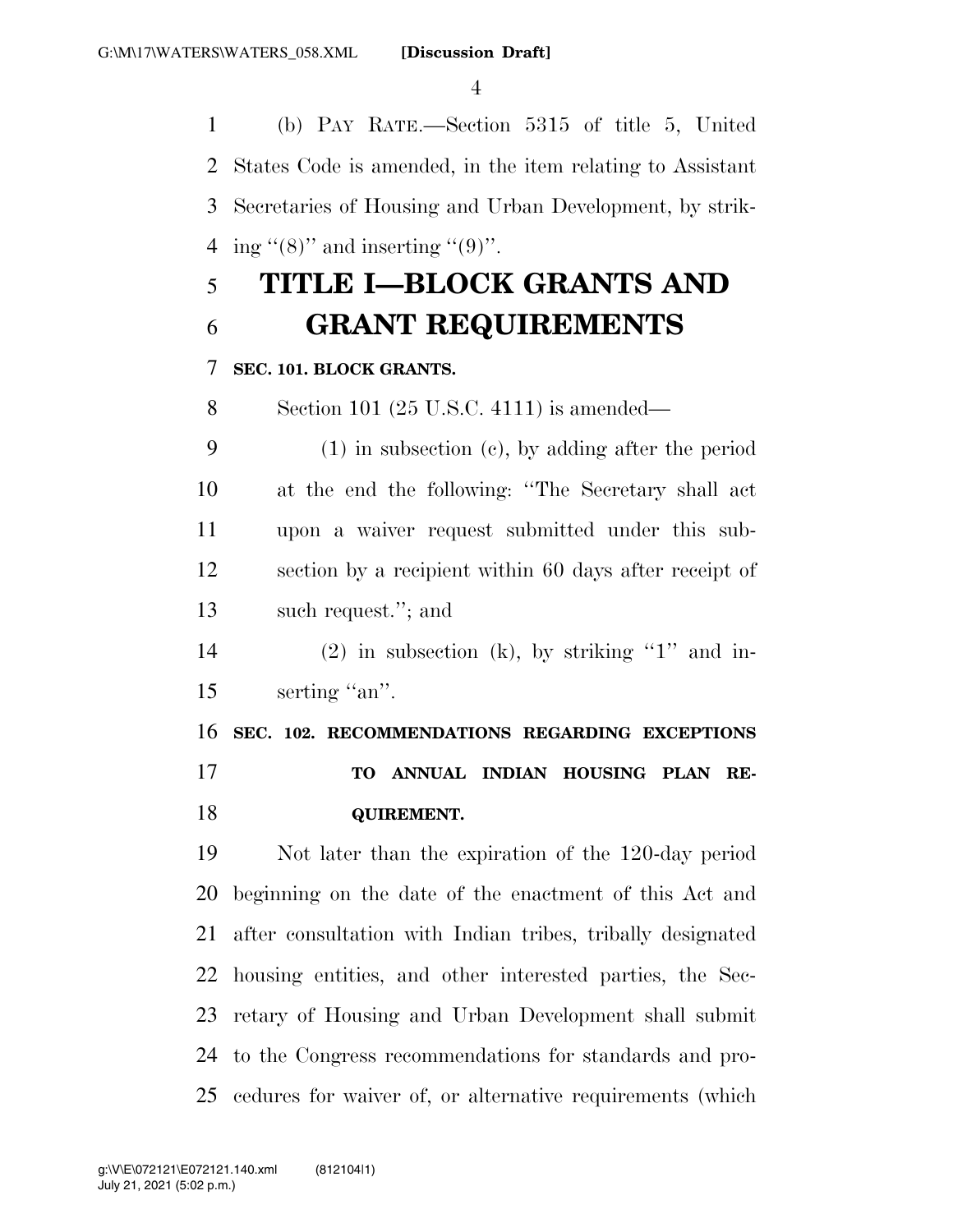(b) PAY RATE.—Section 5315 of title 5, United States Code is amended, in the item relating to Assistant Secretaries of Housing and Urban Development, by striking "(8)" and inserting "(9)".

# TITLE I—BLOCK GRANTS AND GRANT REQUIREMENTS

**SEC. 101. BLOCK GRANTS.**

Section 101 (25 U.S.C. 4111) is amended—

(1) in subsection (c), by adding after the period at the end the following: "The Secretary shall act upon a waiver request submitted under this subsection by a recipient within 60 days after receipt of such request."; and

(2) in subsection (k), by striking "1" and inserting "an".

**SEC. 102. RECOMMENDATIONS REGARDING EXCEPTIONS TO ANNUAL INDIAN HOUSING PLAN REQUIREMENT.**

Not later than the expiration of the 120-day period beginning on the date of the enactment of this Act and after consultation with Indian tribes, tribally designated housing entities, and other interested parties, the Secretary of Housing and Urban Development shall submit to the Congress recommendations for standards and procedures for waiver of, or alternative requirements (which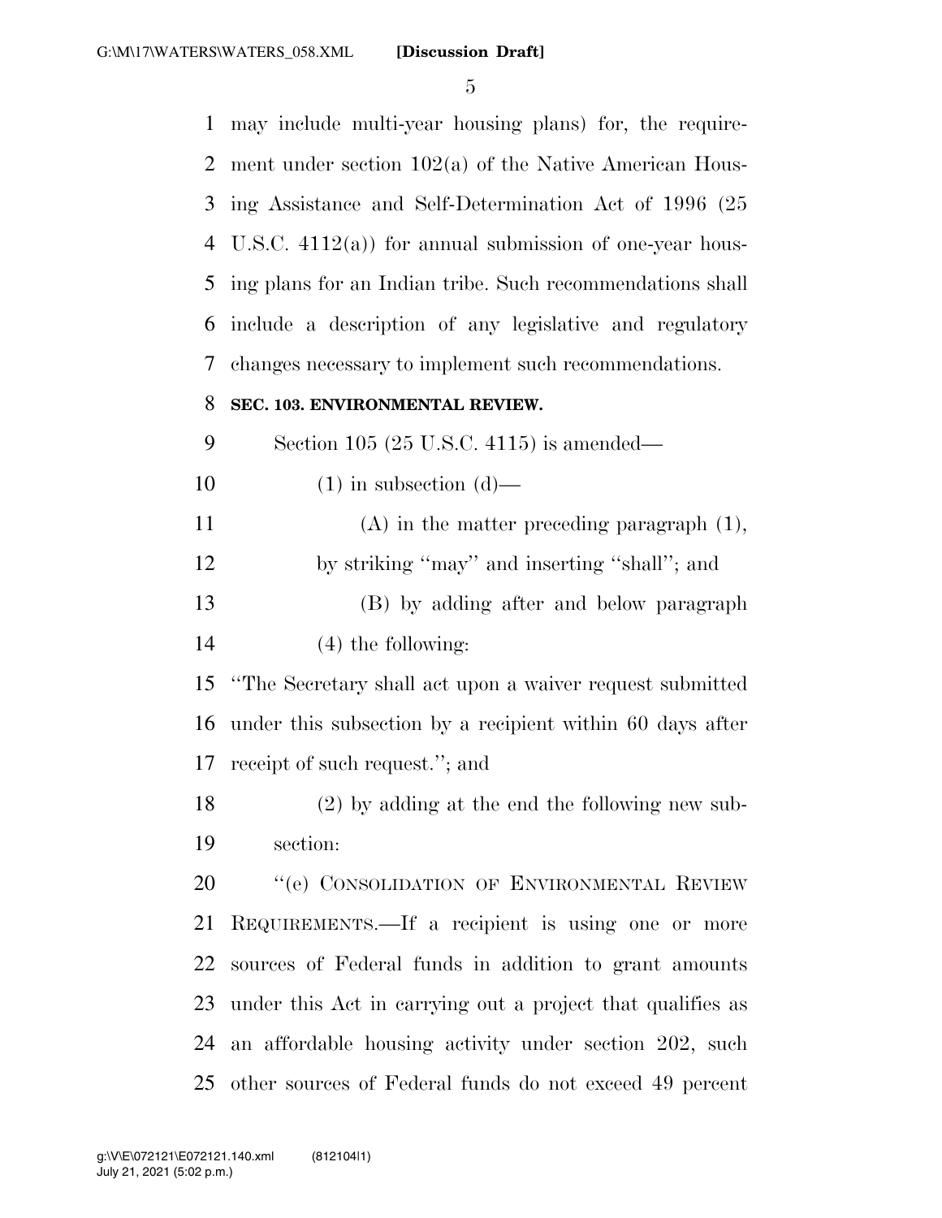may include multi-year housing plans) for, the requirement under section 102(a) of the Native American Housing Assistance and Self-Determination Act of 1996 (25 U.S.C. 4112(a)) for annual submission of one-year housing plans for an Indian tribe. Such recommendations shall include a description of any legislative and regulatory changes necessary to implement such recommendations.

**SEC. 103. ENVIRONMENTAL REVIEW.**

Section 105 (25 U.S.C. 4115) is amended—

(1) in subsection (d)—

(A) in the matter preceding paragraph (1), by striking ''may'' and inserting ''shall''; and

(B) by adding after and below paragraph (4) the following:

''The Secretary shall act upon a waiver request submitted under this subsection by a recipient within 60 days after receipt of such request.''; and

(2) by adding at the end the following new subsection:

''(e) CONSOLIDATION OF ENVIRONMENTAL REVIEW REQUIREMENTS.—If a recipient is using one or more sources of Federal funds in addition to grant amounts under this Act in carrying out a project that qualifies as an affordable housing activity under section 202, such other sources of Federal funds do not exceed 49 percent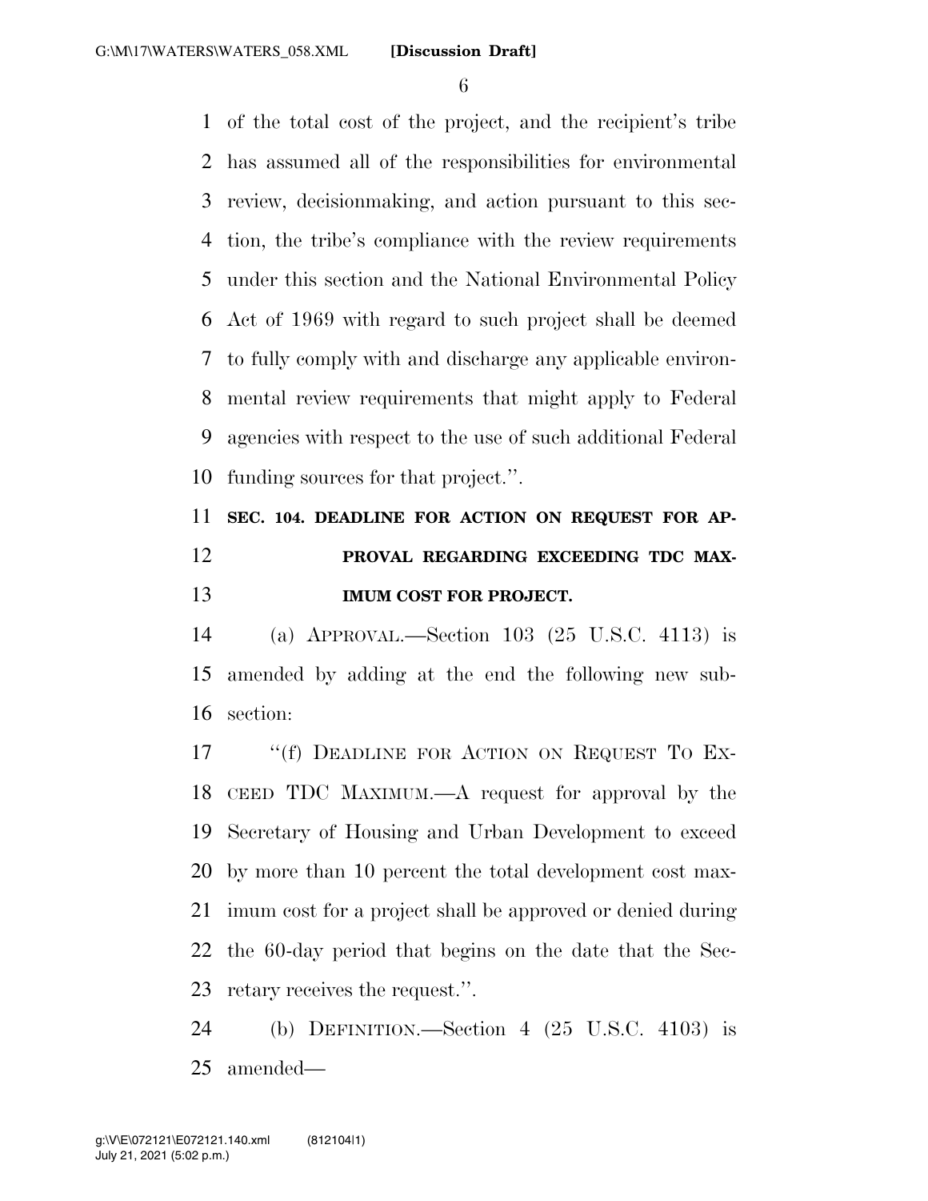of the total cost of the project, and the recipient's tribe has assumed all of the responsibilities for environmental review, decisionmaking, and action pursuant to this section, the tribe's compliance with the review requirements under this section and the National Environmental Policy Act of 1969 with regard to such project shall be deemed to fully comply with and discharge any applicable environmental review requirements that might apply to Federal agencies with respect to the use of such additional Federal funding sources for that project.''.

**SEC. 104. DEADLINE FOR ACTION ON REQUEST FOR APPROVAL REGARDING EXCEEDING TDC MAXIMUM COST FOR PROJECT.**

(a) APPROVAL.—Section 103 (25 U.S.C. 4113) is amended by adding at the end the following new subsection:

''(f) DEADLINE FOR ACTION ON REQUEST TO EXCEED TDC MAXIMUM.—A request for approval by the Secretary of Housing and Urban Development to exceed by more than 10 percent the total development cost maximum cost for a project shall be approved or denied during the 60-day period that begins on the date that the Secretary receives the request.''.

(b) DEFINITION.—Section 4 (25 U.S.C. 4103) is amended—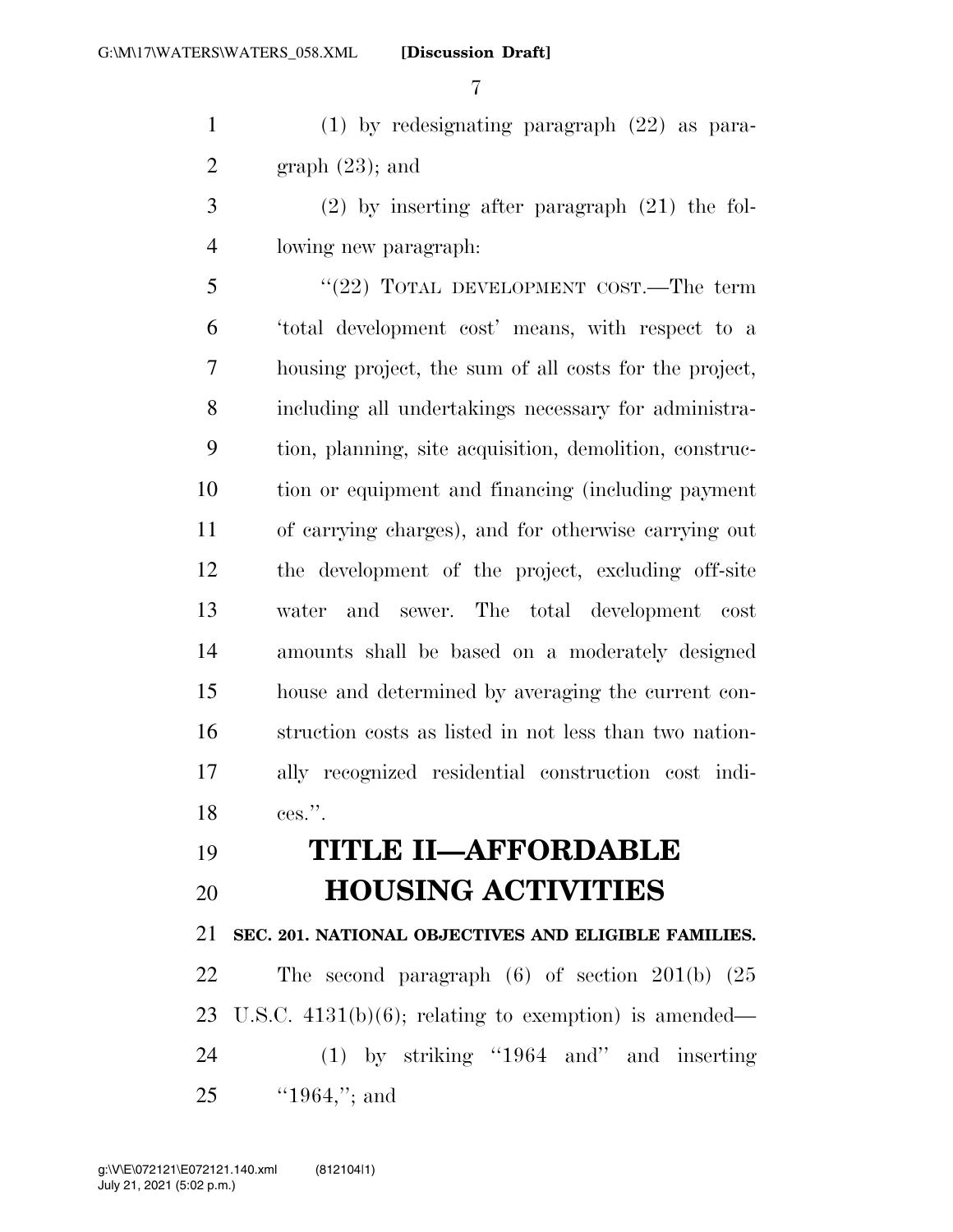(1) by redesignating paragraph (22) as paragraph (23); and

(2) by inserting after paragraph (21) the following new paragraph:

"(22) TOTAL DEVELOPMENT COST.—The term 'total development cost' means, with respect to a housing project, the sum of all costs for the project, including all undertakings necessary for administration, planning, site acquisition, demolition, construction or equipment and financing (including payment of carrying charges), and for otherwise carrying out the development of the project, excluding off-site water and sewer. The total development cost amounts shall be based on a moderately designed house and determined by averaging the current construction costs as listed in not less than two nationally recognized residential construction cost indices.".

# TITLE II—AFFORDABLE HOUSING ACTIVITIES

## SEC. 201. NATIONAL OBJECTIVES AND ELIGIBLE FAMILIES.

The second paragraph (6) of section 201(b) (25 U.S.C. 4131(b)(6); relating to exemption) is amended—

(1) by striking "1964 and" and inserting "1964,"; and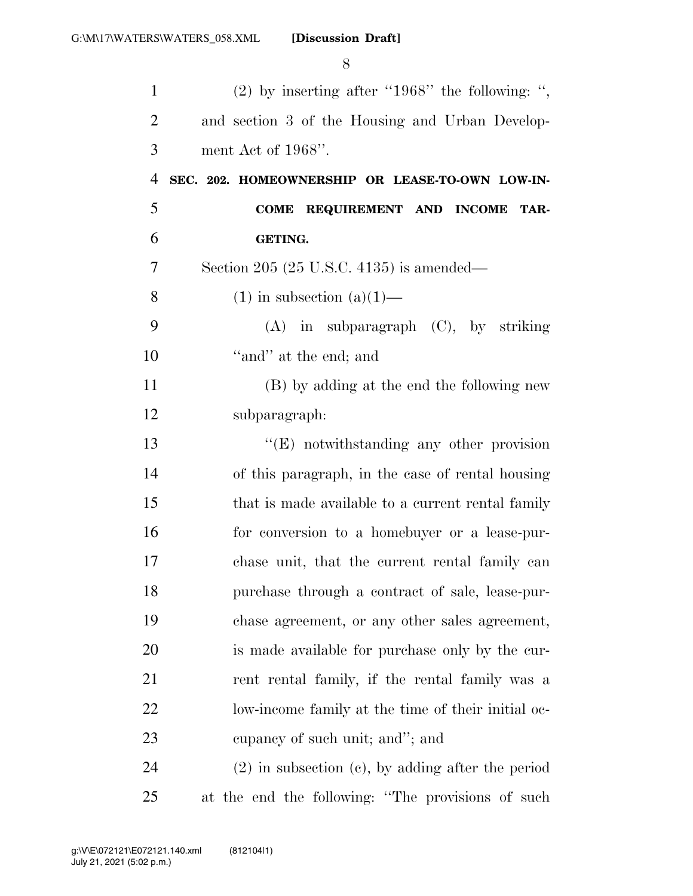(2) by inserting after "1968" the following: ", and section 3 of the Housing and Urban Development Act of 1968".

**SEC. 202. HOMEOWNERSHIP OR LEASE-TO-OWN LOW-INCOME REQUIREMENT AND INCOME TARGETING.**

Section 205 (25 U.S.C. 4135) is amended—

(1) in subsection (a)(1)—

(A) in subparagraph (C), by striking "and" at the end; and

(B) by adding at the end the following new subparagraph:

"(E) notwithstanding any other provision of this paragraph, in the case of rental housing that is made available to a current rental family for conversion to a homebuyer or a lease-purchase unit, that the current rental family can purchase through a contract of sale, lease-purchase agreement, or any other sales agreement, is made available for purchase only by the current rental family, if the rental family was a low-income family at the time of their initial occupancy of such unit; and"; and

(2) in subsection (c), by adding after the period at the end the following: "The provisions of such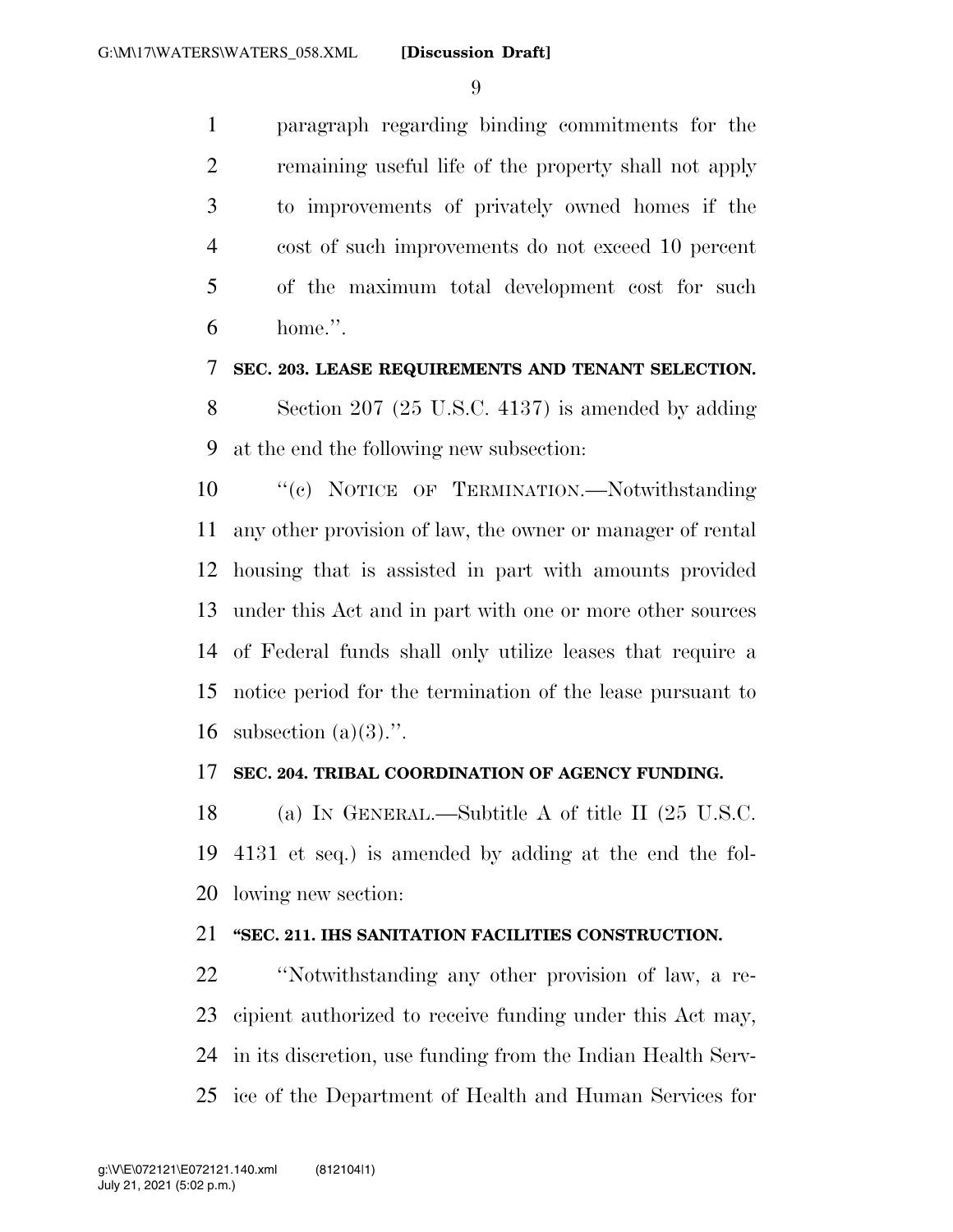paragraph regarding binding commitments for the remaining useful life of the property shall not apply to improvements of privately owned homes if the cost of such improvements do not exceed 10 percent of the maximum total development cost for such home.''.

**SEC. 203. LEASE REQUIREMENTS AND TENANT SELECTION.**

Section 207 (25 U.S.C. 4137) is amended by adding at the end the following new subsection:

''(c) NOTICE OF TERMINATION.—Notwithstanding any other provision of law, the owner or manager of rental housing that is assisted in part with amounts provided under this Act and in part with one or more other sources of Federal funds shall only utilize leases that require a notice period for the termination of the lease pursuant to subsection (a)(3).''.

**SEC. 204. TRIBAL COORDINATION OF AGENCY FUNDING.**

(a) IN GENERAL.—Subtitle A of title II (25 U.S.C. 4131 et seq.) is amended by adding at the end the following new section:

**''SEC. 211. IHS SANITATION FACILITIES CONSTRUCTION.**

''Notwithstanding any other provision of law, a recipient authorized to receive funding under this Act may, in its discretion, use funding from the Indian Health Service of the Department of Health and Human Services for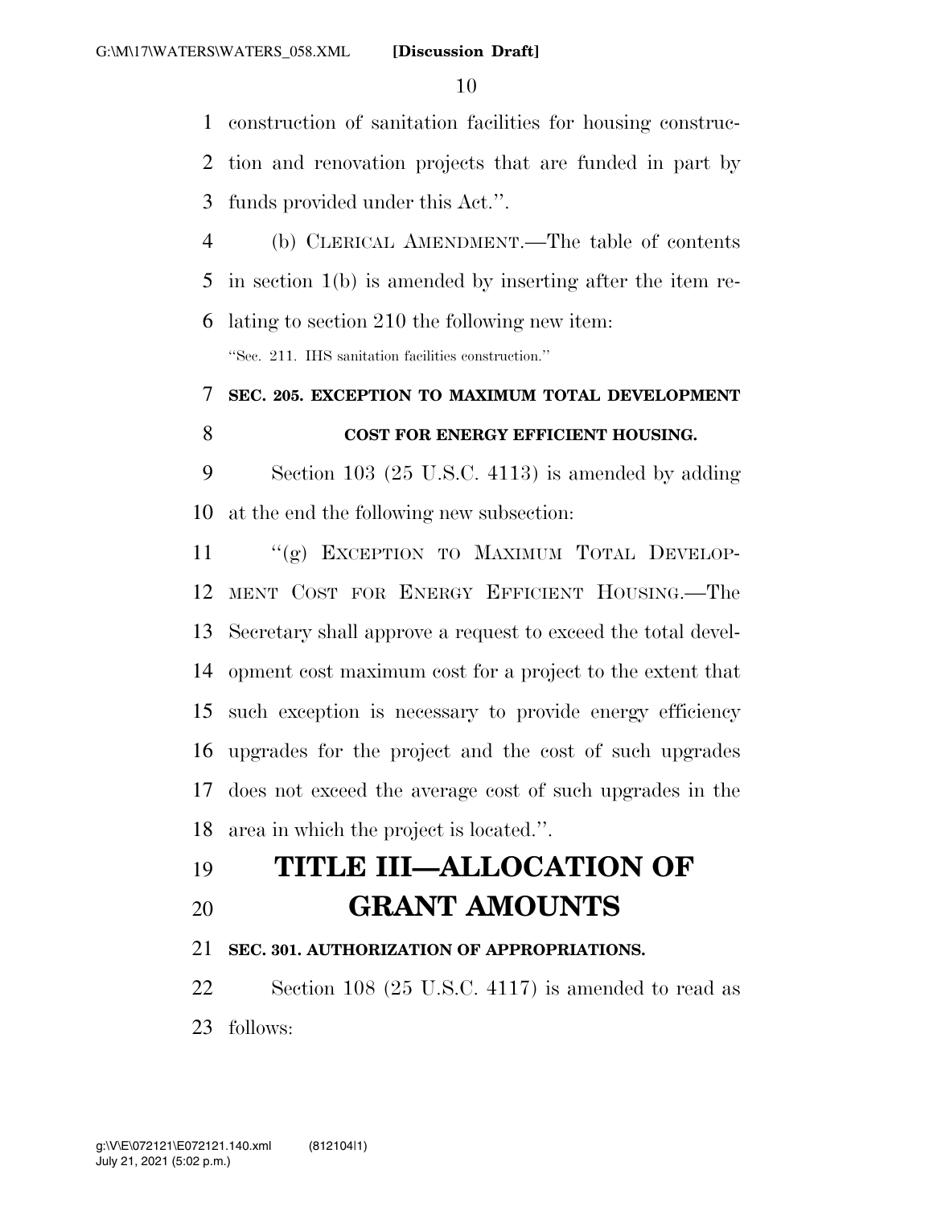construction of sanitation facilities for housing construction and renovation projects that are funded in part by funds provided under this Act.''.

(b) CLERICAL AMENDMENT.—The table of contents in section 1(b) is amended by inserting after the item relating to section 210 the following new item:

''Sec. 211. IHS sanitation facilities construction.''

**SEC. 205. EXCEPTION TO MAXIMUM TOTAL DEVELOPMENT COST FOR ENERGY EFFICIENT HOUSING.**

Section 103 (25 U.S.C. 4113) is amended by adding at the end the following new subsection:

''(g) EXCEPTION TO MAXIMUM TOTAL DEVELOPMENT COST FOR ENERGY EFFICIENT HOUSING.—The Secretary shall approve a request to exceed the total development cost maximum cost for a project to the extent that such exception is necessary to provide energy efficiency upgrades for the project and the cost of such upgrades does not exceed the average cost of such upgrades in the area in which the project is located.''.

# TITLE III—ALLOCATION OF GRANT AMOUNTS

**SEC. 301. AUTHORIZATION OF APPROPRIATIONS.**

Section 108 (25 U.S.C. 4117) is amended to read as follows: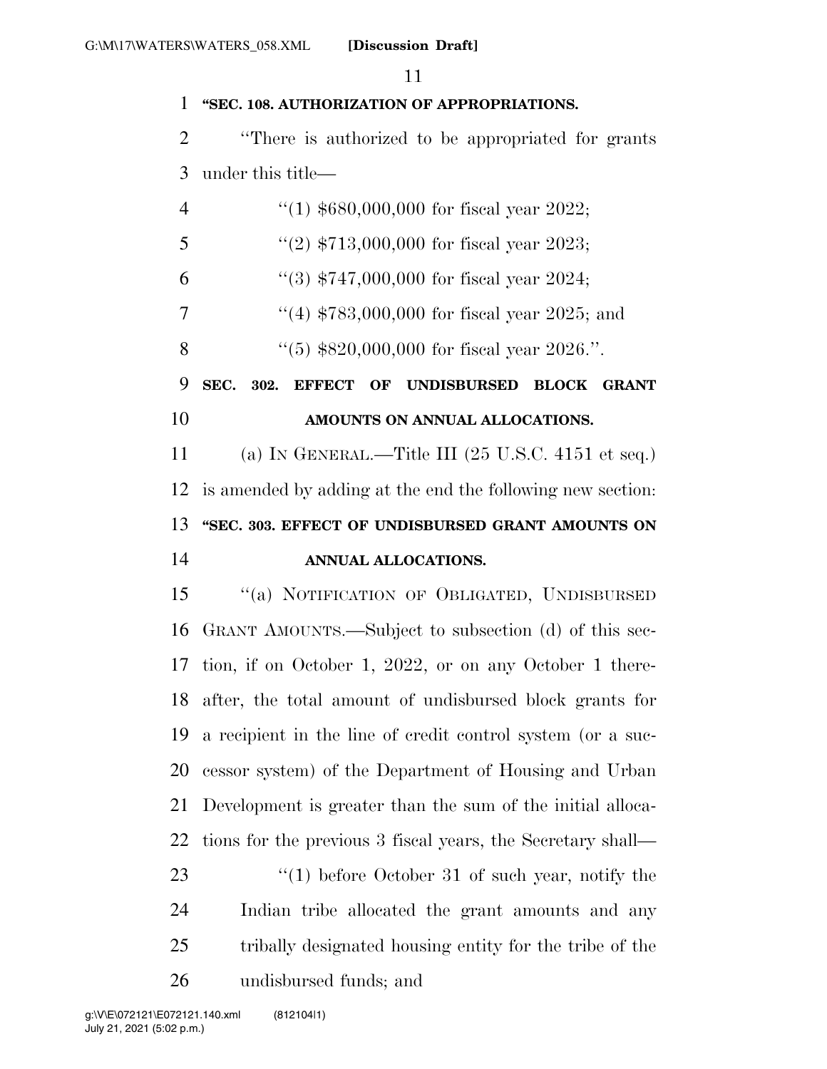**"SEC. 108. AUTHORIZATION OF APPROPRIATIONS.**

"There is authorized to be appropriated for grants under this title—

"(1) $680,000,000 for fiscal year 2022;

"(2) $713,000,000 for fiscal year 2023;

"(3) $747,000,000 for fiscal year 2024;

"(4) $783,000,000 for fiscal year 2025; and

"(5) $820,000,000 for fiscal year 2026.".

**SEC. 302. EFFECT OF UNDISBURSED BLOCK GRANT AMOUNTS ON ANNUAL ALLOCATIONS.**

(a) IN GENERAL.—Title III (25 U.S.C. 4151 et seq.) is amended by adding at the end the following new section:

**"SEC. 303. EFFECT OF UNDISBURSED GRANT AMOUNTS ON ANNUAL ALLOCATIONS.**

"(a) NOTIFICATION OF OBLIGATED, UNDISBURSED GRANT AMOUNTS.—Subject to subsection (d) of this section, if on October 1, 2022, or on any October 1 thereafter, the total amount of undisbursed block grants for a recipient in the line of credit control system (or a successor system) of the Department of Housing and Urban Development is greater than the sum of the initial allocations for the previous 3 fiscal years, the Secretary shall—

"(1) before October 31 of such year, notify the Indian tribe allocated the grant amounts and any tribally designated housing entity for the tribe of the undisbursed funds; and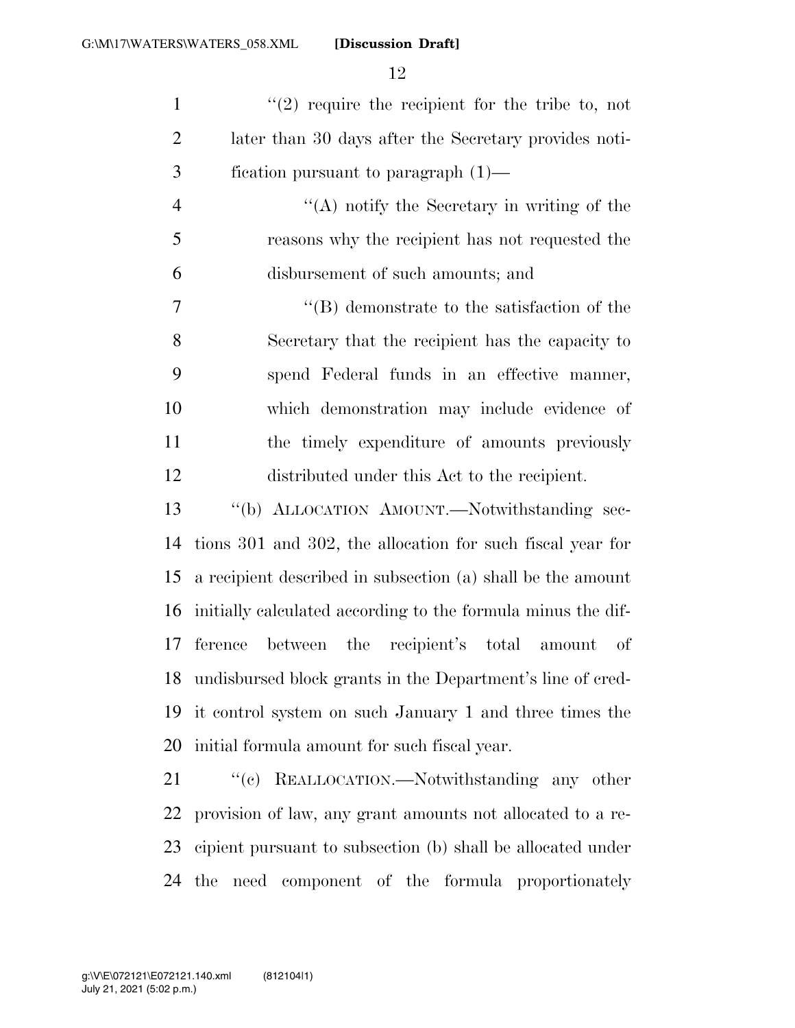"(2) require the recipient for the tribe to, not later than 30 days after the Secretary provides notification pursuant to paragraph (1)—

"(A) notify the Secretary in writing of the reasons why the recipient has not requested the disbursement of such amounts; and

"(B) demonstrate to the satisfaction of the Secretary that the recipient has the capacity to spend Federal funds in an effective manner, which demonstration may include evidence of the timely expenditure of amounts previously distributed under this Act to the recipient.

"(b) ALLOCATION AMOUNT.—Notwithstanding sections 301 and 302, the allocation for such fiscal year for a recipient described in subsection (a) shall be the amount initially calculated according to the formula minus the difference between the recipient's total amount of undisbursed block grants in the Department's line of credit control system on such January 1 and three times the initial formula amount for such fiscal year.

"(c) REALLOCATION.—Notwithstanding any other provision of law, any grant amounts not allocated to a recipient pursuant to subsection (b) shall be allocated under the need component of the formula proportionately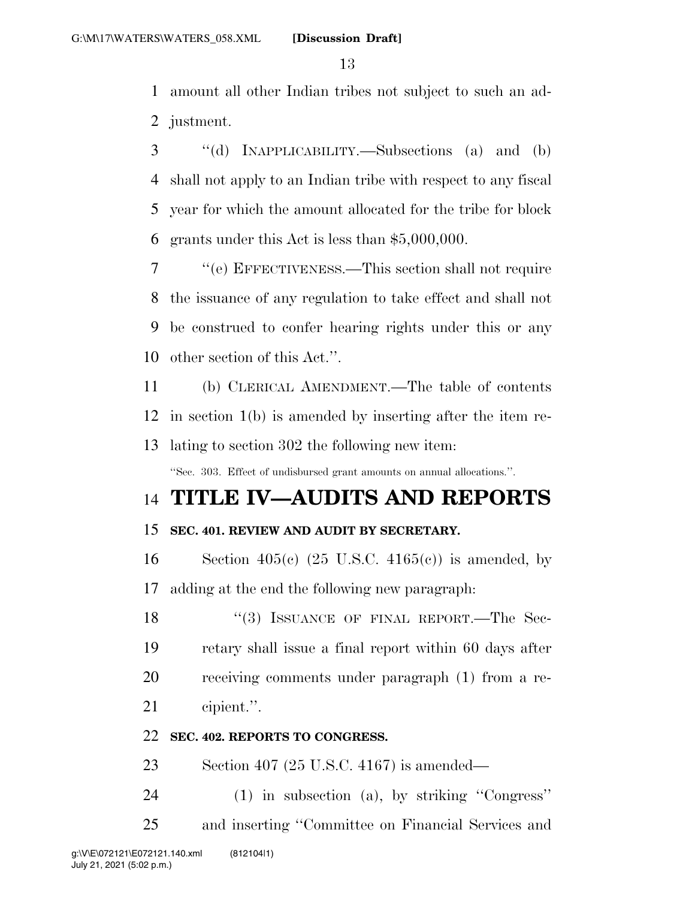amount all other Indian tribes not subject to such an adjustment.

"(d) INAPPLICABILITY.—Subsections (a) and (b) shall not apply to an Indian tribe with respect to any fiscal year for which the amount allocated for the tribe for block grants under this Act is less than $5,000,000.

"(e) EFFECTIVENESS.—This section shall not require the issuance of any regulation to take effect and shall not be construed to confer hearing rights under this or any other section of this Act.".

(b) CLERICAL AMENDMENT.—The table of contents in section 1(b) is amended by inserting after the item relating to section 302 the following new item:

"Sec. 303. Effect of undisbursed grant amounts on annual allocations.".

# TITLE IV—AUDITS AND REPORTS

### SEC. 401. REVIEW AND AUDIT BY SECRETARY.

Section 405(c) (25 U.S.C. 4165(c)) is amended, by adding at the end the following new paragraph:

"(3) ISSUANCE OF FINAL REPORT.—The Secretary shall issue a final report within 60 days after receiving comments under paragraph (1) from a recipient.".

### SEC. 402. REPORTS TO CONGRESS.

Section 407 (25 U.S.C. 4167) is amended—

(1) in subsection (a), by striking "Congress" and inserting "Committee on Financial Services and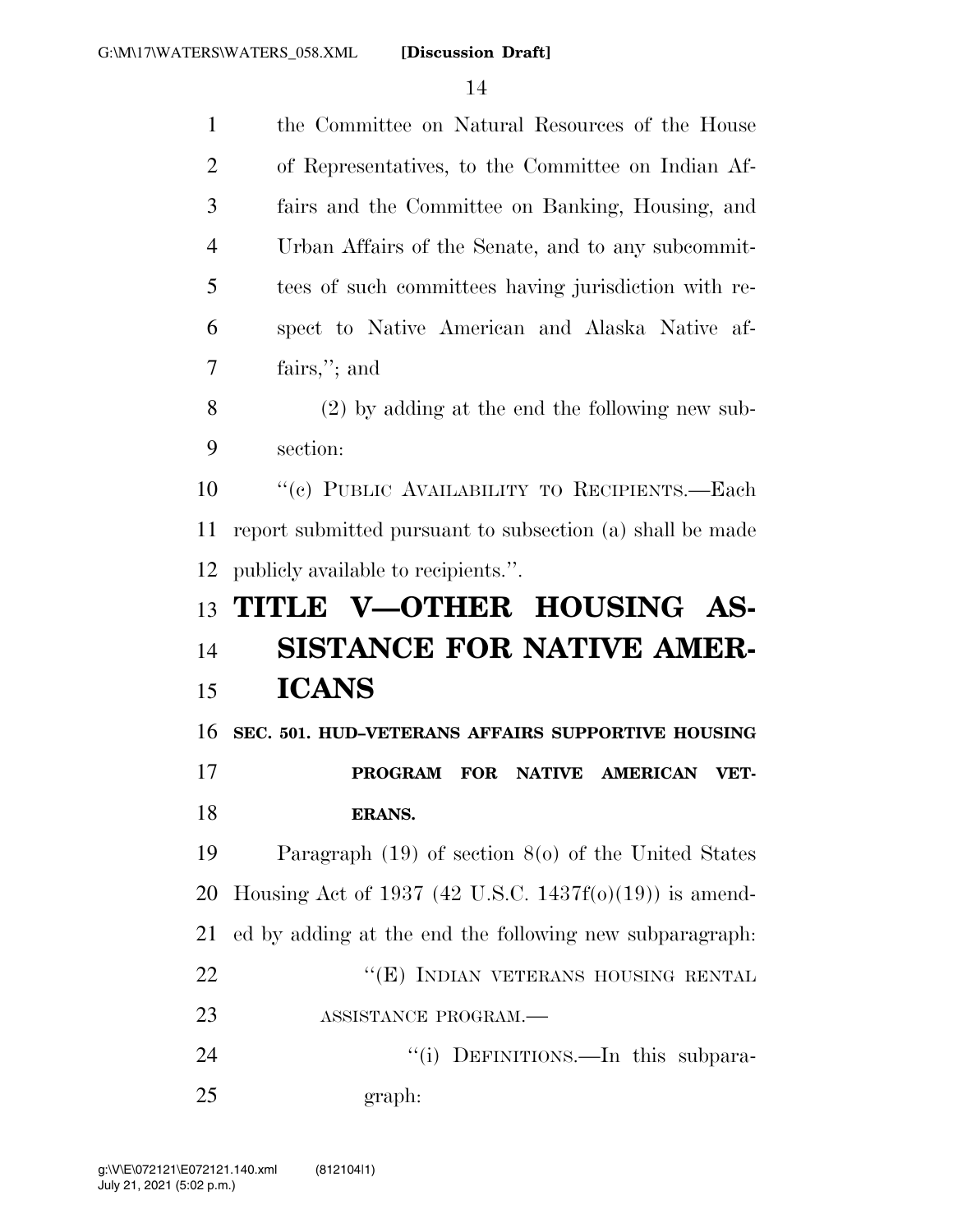the Committee on Natural Resources of the House of Representatives, to the Committee on Indian Affairs and the Committee on Banking, Housing, and Urban Affairs of the Senate, and to any subcommittees of such committees having jurisdiction with respect to Native American and Alaska Native affairs,''; and

(2) by adding at the end the following new subsection:

''(c) PUBLIC AVAILABILITY TO RECIPIENTS.—Each report submitted pursuant to subsection (a) shall be made publicly available to recipients.''.

# TITLE V—OTHER HOUSING ASSISTANCE FOR NATIVE AMERICANS

## SEC. 501. HUD–VETERANS AFFAIRS SUPPORTIVE HOUSING PROGRAM FOR NATIVE AMERICAN VETERANS.

Paragraph (19) of section 8(o) of the United States Housing Act of 1937 (42 U.S.C. 1437f(o)(19)) is amended by adding at the end the following new subparagraph:

''(E) INDIAN VETERANS HOUSING RENTAL ASSISTANCE PROGRAM.—

''(i) DEFINITIONS.—In this subparagraph: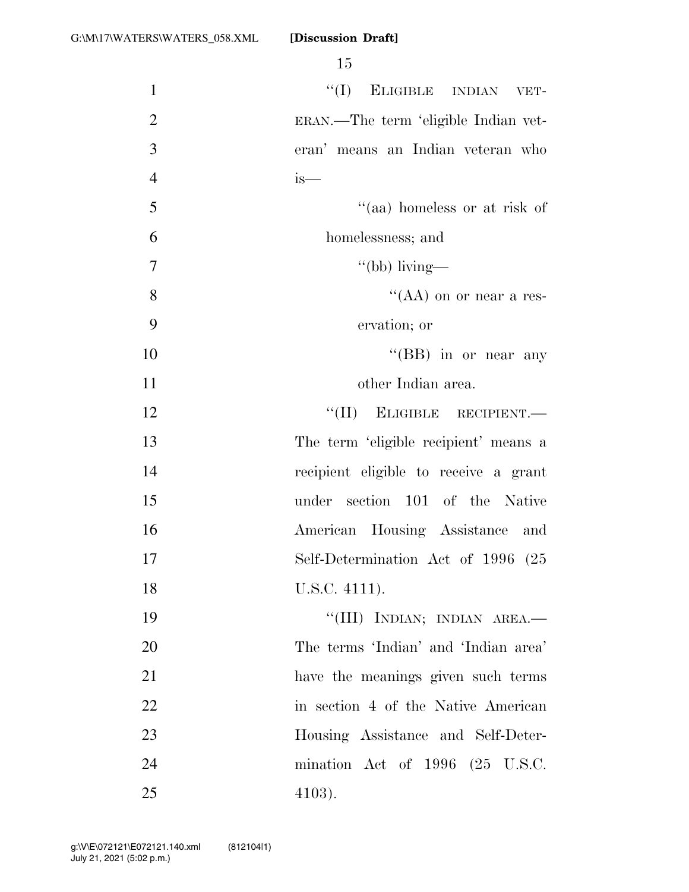"(I) ELIGIBLE INDIAN VETERAN.—The term 'eligible Indian veteran' means an Indian veteran who is—

"(aa) homeless or at risk of homelessness; and

"(bb) living—

"(AA) on or near a reservation; or

"(BB) in or near any other Indian area.

"(II) ELIGIBLE RECIPIENT.—The term 'eligible recipient' means a recipient eligible to receive a grant under section 101 of the Native American Housing Assistance and Self-Determination Act of 1996 (25 U.S.C. 4111).

"(III) INDIAN; INDIAN AREA.—The terms 'Indian' and 'Indian area' have the meanings given such terms in section 4 of the Native American Housing Assistance and Self-Determination Act of 1996 (25 U.S.C. 4103).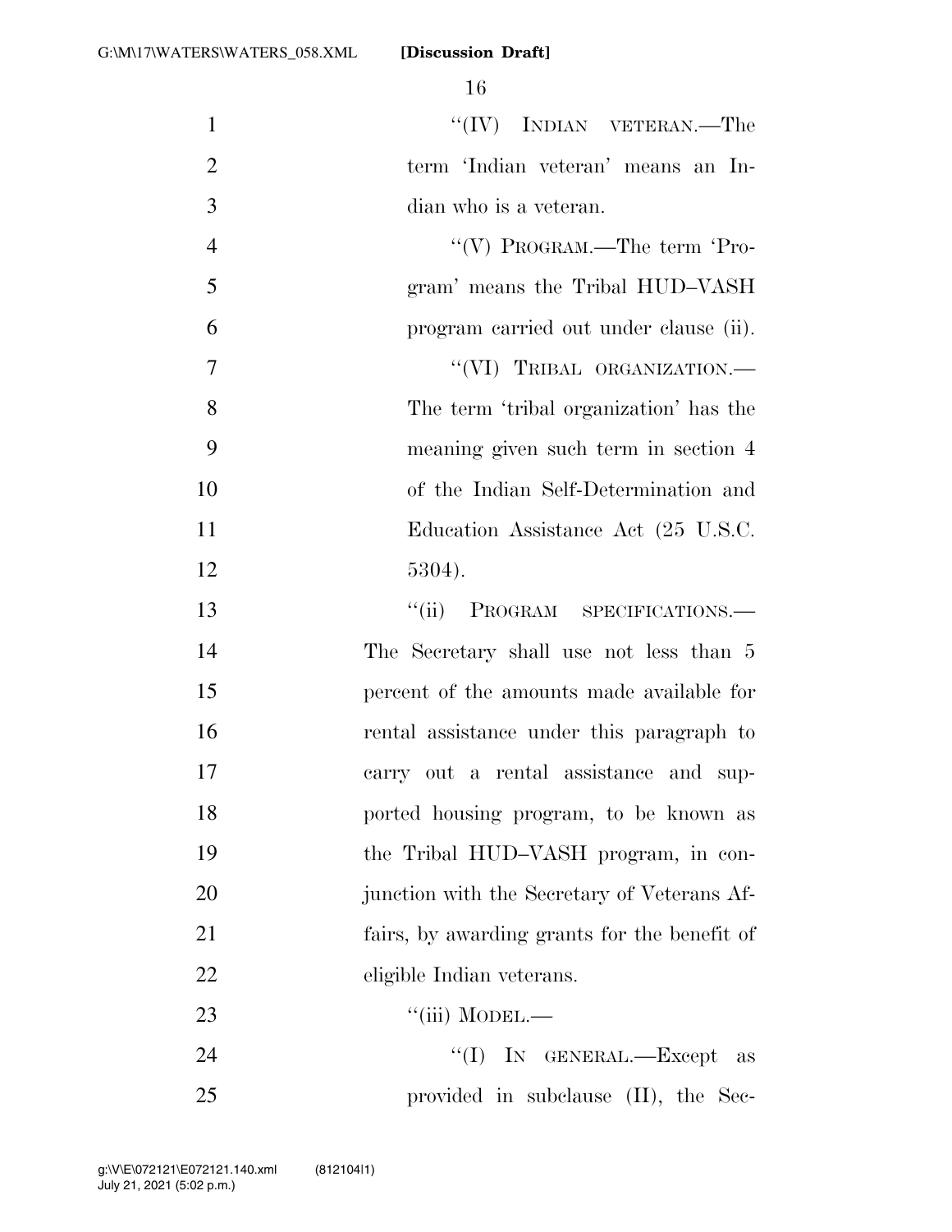"(IV) INDIAN VETERAN.—The term 'Indian veteran' means an Indian who is a veteran.

"(V) PROGRAM.—The term 'Program' means the Tribal HUD–VASH program carried out under clause (ii).

"(VI) TRIBAL ORGANIZATION.—The term 'tribal organization' has the meaning given such term in section 4 of the Indian Self-Determination and Education Assistance Act (25 U.S.C. 5304).

"(ii) PROGRAM SPECIFICATIONS.—The Secretary shall use not less than 5 percent of the amounts made available for rental assistance under this paragraph to carry out a rental assistance and supported housing program, to be known as the Tribal HUD–VASH program, in conjunction with the Secretary of Veterans Affairs, by awarding grants for the benefit of eligible Indian veterans.

"(iii) MODEL.—

"(I) IN GENERAL.—Except as provided in subclause (II), the Sec-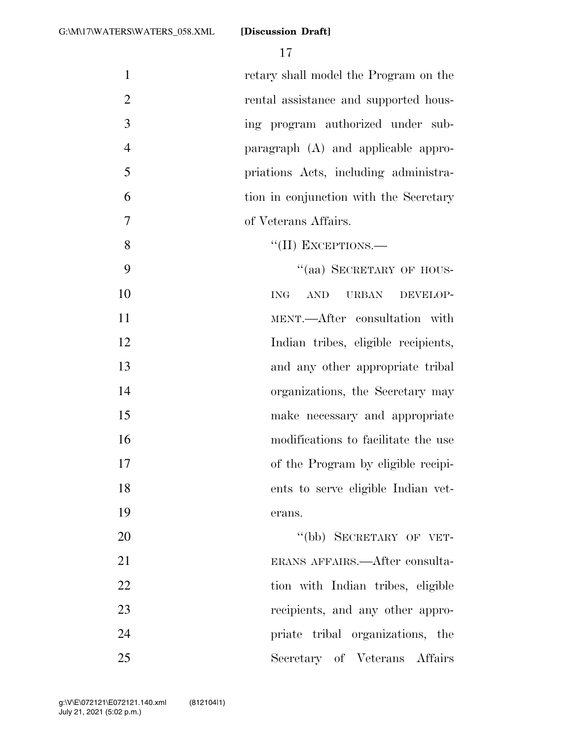retary shall model the Program on the rental assistance and supported housing program authorized under subparagraph (A) and applicable appropriations Acts, including administration in conjunction with the Secretary of Veterans Affairs.

"(II) EXCEPTIONS.—

"(aa) SECRETARY OF HOUSING AND URBAN DEVELOPMENT.—After consultation with Indian tribes, eligible recipients, and any other appropriate tribal organizations, the Secretary may make necessary and appropriate modifications to facilitate the use of the Program by eligible recipients to serve eligible Indian veterans.

"(bb) SECRETARY OF VETERANS AFFAIRS.—After consultation with Indian tribes, eligible recipients, and any other appropriate tribal organizations, the Secretary of Veterans Affairs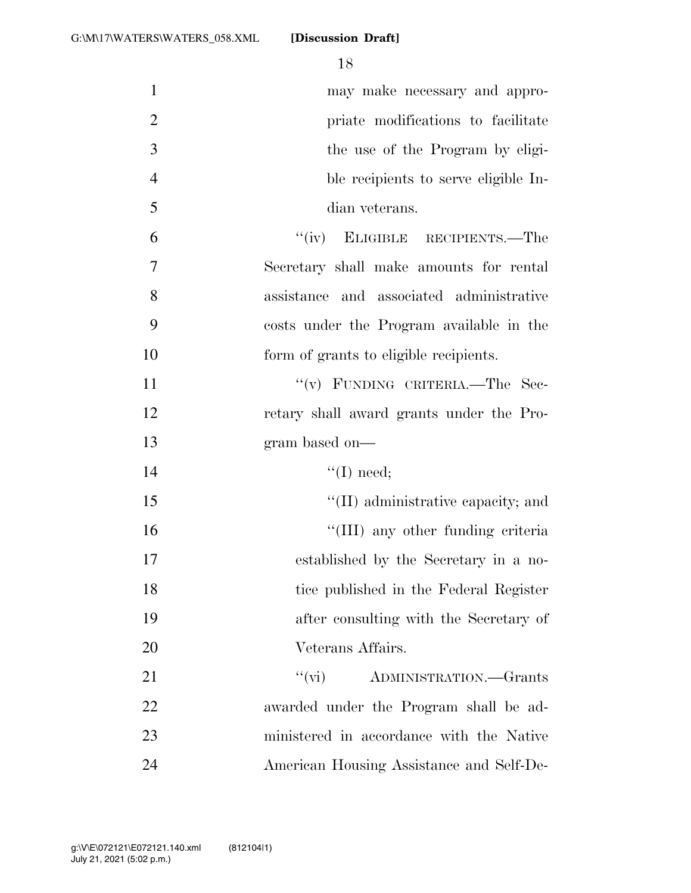may make necessary and appropriate modifications to facilitate the use of the Program by eligible recipients to serve eligible Indian veterans.

"(iv) ELIGIBLE RECIPIENTS.—The Secretary shall make amounts for rental assistance and associated administrative costs under the Program available in the form of grants to eligible recipients.

"(v) FUNDING CRITERIA.—The Secretary shall award grants under the Program based on—

"(I) need;

"(II) administrative capacity; and

"(III) any other funding criteria established by the Secretary in a notice published in the Federal Register after consulting with the Secretary of Veterans Affairs.

"(vi) ADMINISTRATION.—Grants awarded under the Program shall be administered in accordance with the Native American Housing Assistance and Self-De-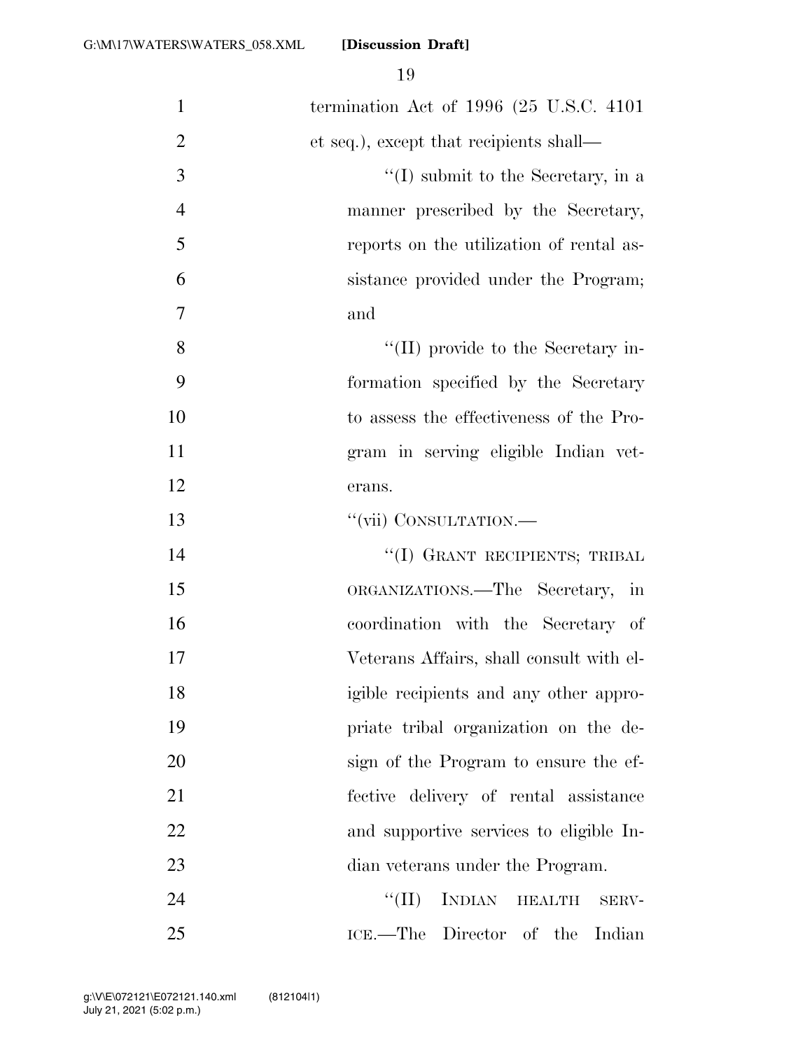termination Act of 1996 (25 U.S.C. 4101 et seq.), except that recipients shall—

''(I) submit to the Secretary, in a manner prescribed by the Secretary, reports on the utilization of rental assistance provided under the Program; and

''(II) provide to the Secretary information specified by the Secretary to assess the effectiveness of the Program in serving eligible Indian veterans.

''(vii) CONSULTATION.—

''(I) GRANT RECIPIENTS; TRIBAL ORGANIZATIONS.—The Secretary, in coordination with the Secretary of Veterans Affairs, shall consult with eligible recipients and any other appropriate tribal organization on the design of the Program to ensure the effective delivery of rental assistance and supportive services to eligible Indian veterans under the Program.

''(II) INDIAN HEALTH SERVICE.—The Director of the Indian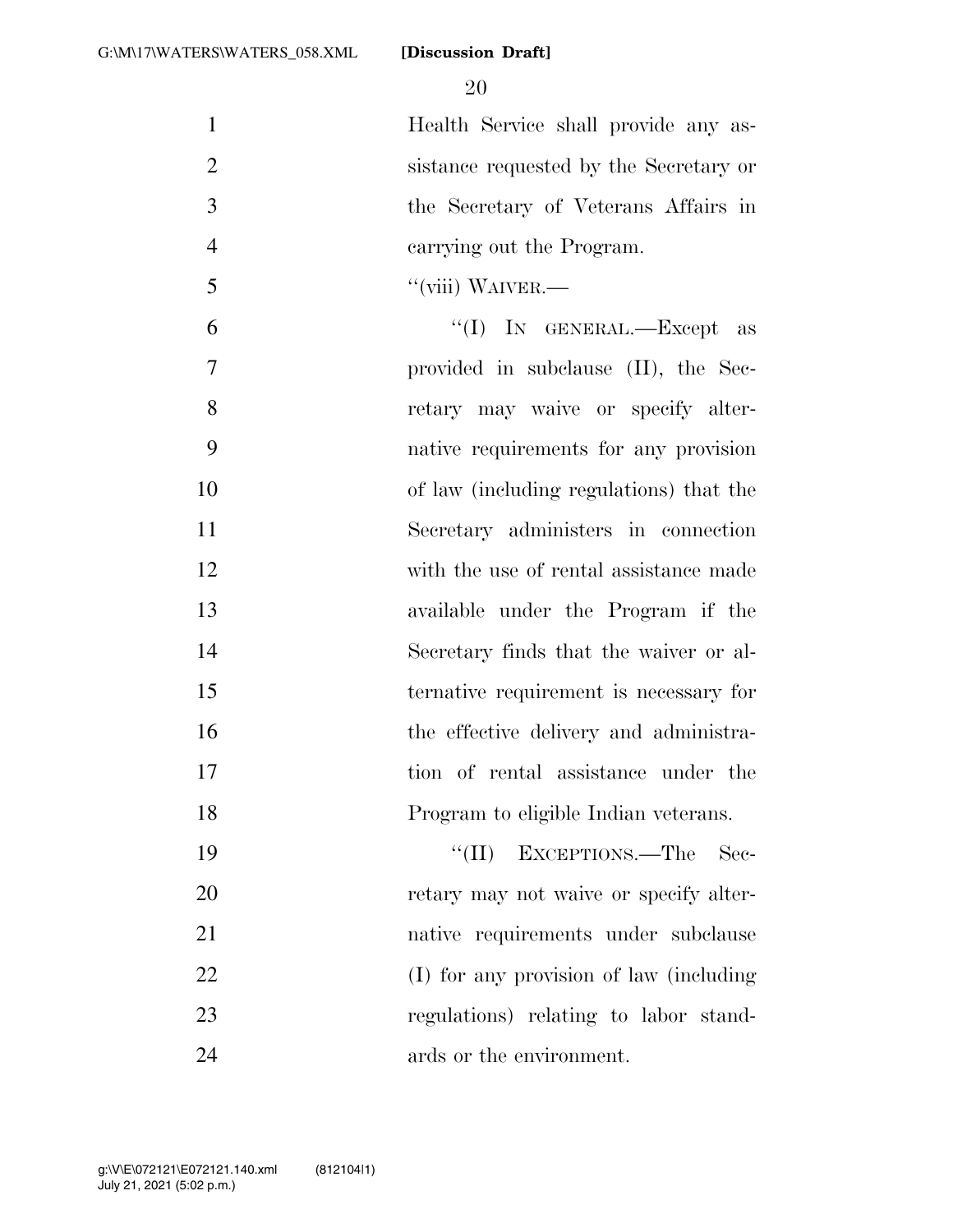Health Service shall provide any assistance requested by the Secretary or the Secretary of Veterans Affairs in carrying out the Program.

''(viii) WAIVER.—

''(I) IN GENERAL.—Except as provided in subclause (II), the Secretary may waive or specify alternative requirements for any provision of law (including regulations) that the Secretary administers in connection with the use of rental assistance made available under the Program if the Secretary finds that the waiver or alternative requirement is necessary for the effective delivery and administration of rental assistance under the Program to eligible Indian veterans.

''(II) EXCEPTIONS.—The Secretary may not waive or specify alternative requirements under subclause (I) for any provision of law (including regulations) relating to labor standards or the environment.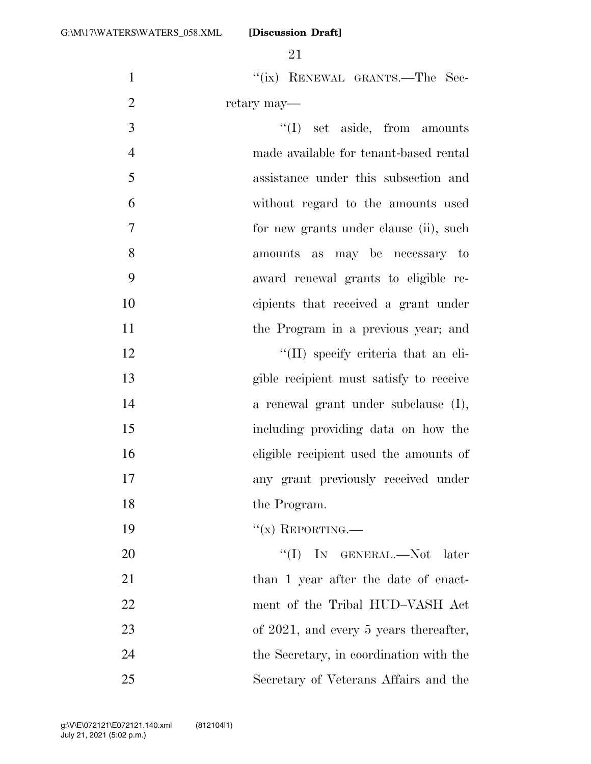"(ix) RENEWAL GRANTS.—The Secretary may—

"(I) set aside, from amounts made available for tenant-based rental assistance under this subsection and without regard to the amounts used for new grants under clause (ii), such amounts as may be necessary to award renewal grants to eligible recipients that received a grant under the Program in a previous year; and

"(II) specify criteria that an eligible recipient must satisfy to receive a renewal grant under subclause (I), including providing data on how the eligible recipient used the amounts of any grant previously received under the Program.

"(x) REPORTING.—

"(I) IN GENERAL.—Not later than 1 year after the date of enactment of the Tribal HUD–VASH Act of 2021, and every 5 years thereafter, the Secretary, in coordination with the Secretary of Veterans Affairs and the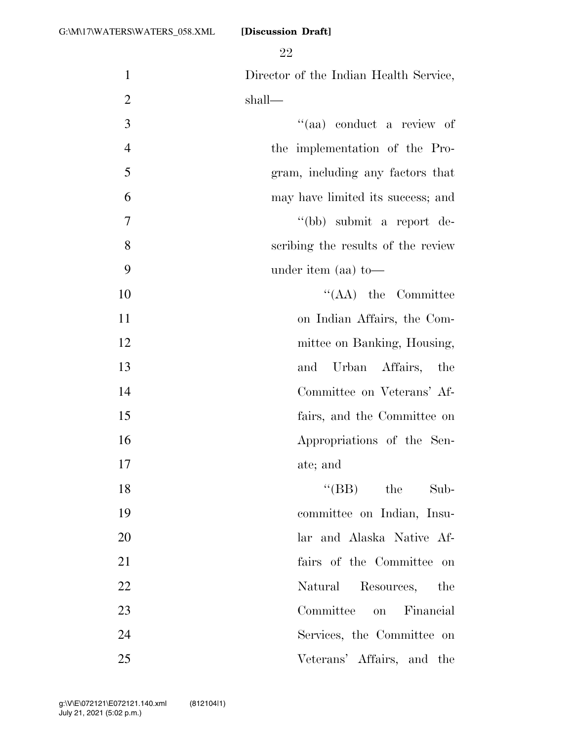Director of the Indian Health Service, shall—

''(aa) conduct a review of the implementation of the Program, including any factors that may have limited its success; and

''(bb) submit a report describing the results of the review under item (aa) to—

''(AA) the Committee on Indian Affairs, the Committee on Banking, Housing, and Urban Affairs, the Committee on Veterans' Affairs, and the Committee on Appropriations of the Senate; and

''(BB) the Subcommittee on Indian, Insular and Alaska Native Affairs of the Committee on Natural Resources, the Committee on Financial Services, the Committee on Veterans' Affairs, and the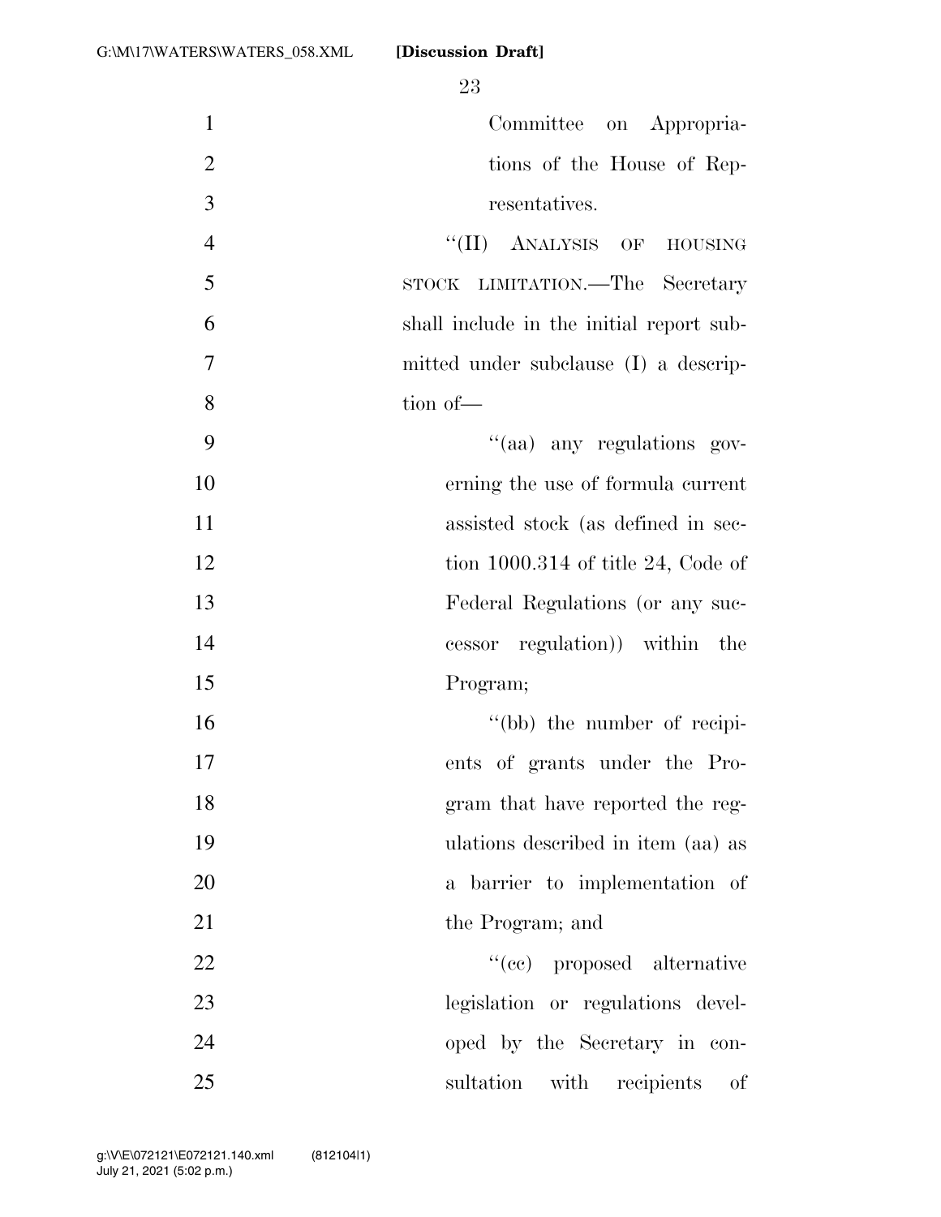Committee on Appropriations of the House of Representatives.

"(II) ANALYSIS OF HOUSING STOCK LIMITATION.—The Secretary shall include in the initial report submitted under subclause (I) a description of—

"(aa) any regulations governing the use of formula current assisted stock (as defined in section 1000.314 of title 24, Code of Federal Regulations (or any successor regulation)) within the Program;

"(bb) the number of recipients of grants under the Program that have reported the regulations described in item (aa) as a barrier to implementation of the Program; and

"(cc) proposed alternative legislation or regulations developed by the Secretary in consultation with recipients of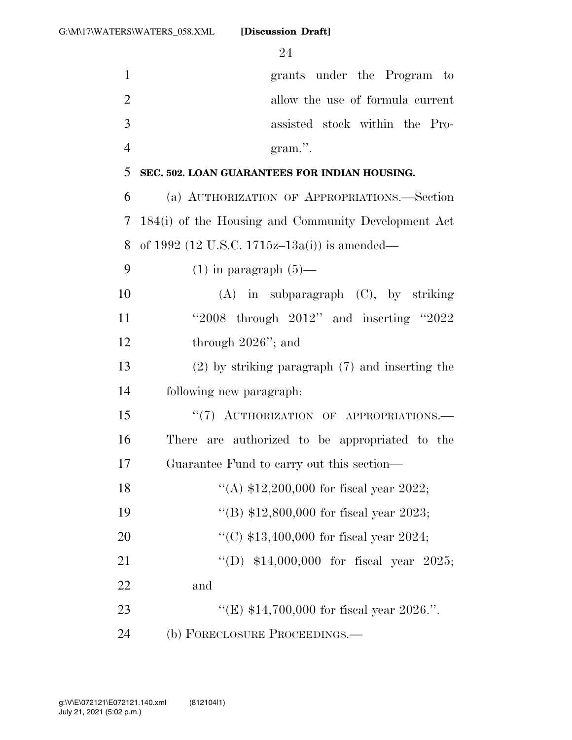grants under the Program to allow the use of formula current assisted stock within the Program.''.

**SEC. 502. LOAN GUARANTEES FOR INDIAN HOUSING.**

(a) AUTHORIZATION OF APPROPRIATIONS.—Section 184(i) of the Housing and Community Development Act of 1992 (12 U.S.C. 1715z–13a(i)) is amended—

(1) in paragraph (5)—

(A) in subparagraph (C), by striking ''2008 through 2012'' and inserting ''2022 through 2026''; and

(2) by striking paragraph (7) and inserting the following new paragraph:

''(7) AUTHORIZATION OF APPROPRIATIONS.—There are authorized to be appropriated to the Guarantee Fund to carry out this section—

''(A) $12,200,000 for fiscal year 2022;

''(B) $12,800,000 for fiscal year 2023;

''(C) $13,400,000 for fiscal year 2024;

''(D) $14,000,000 for fiscal year 2025; and

''(E) $14,700,000 for fiscal year 2026.''.

(b) FORECLOSURE PROCEEDINGS.—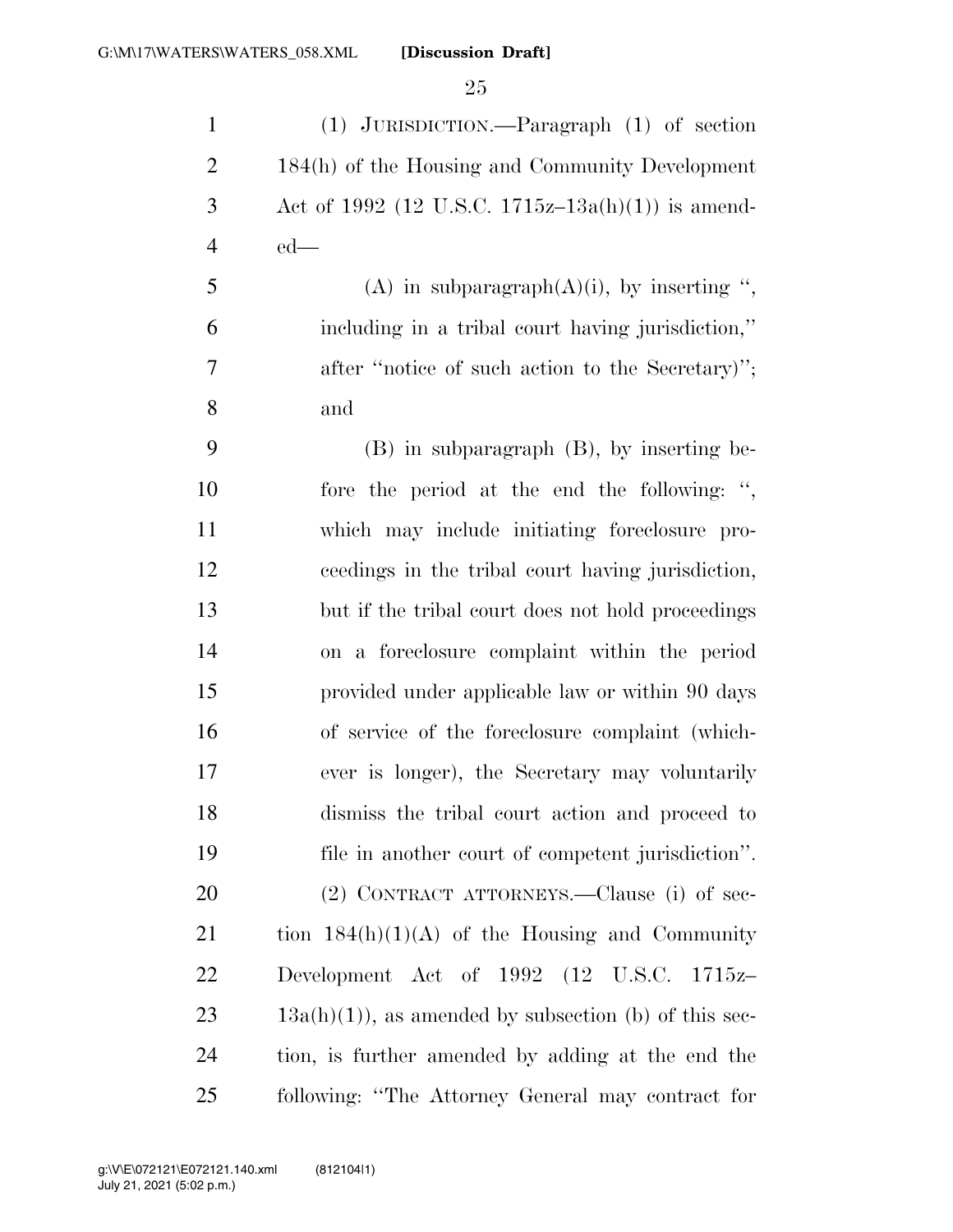(1) JURISDICTION.—Paragraph (1) of section 184(h) of the Housing and Community Development Act of 1992 (12 U.S.C. 1715z–13a(h)(1)) is amended—

(A) in subparagraph(A)(i), by inserting ", including in a tribal court having jurisdiction," after "notice of such action to the Secretary)"; and

(B) in subparagraph (B), by inserting before the period at the end the following: ", which may include initiating foreclosure proceedings in the tribal court having jurisdiction, but if the tribal court does not hold proceedings on a foreclosure complaint within the period provided under applicable law or within 90 days of service of the foreclosure complaint (whichever is longer), the Secretary may voluntarily dismiss the tribal court action and proceed to file in another court of competent jurisdiction".

(2) CONTRACT ATTORNEYS.—Clause (i) of section 184(h)(1)(A) of the Housing and Community Development Act of 1992 (12 U.S.C. 1715z–13a(h)(1)), as amended by subsection (b) of this section, is further amended by adding at the end the following: "The Attorney General may contract for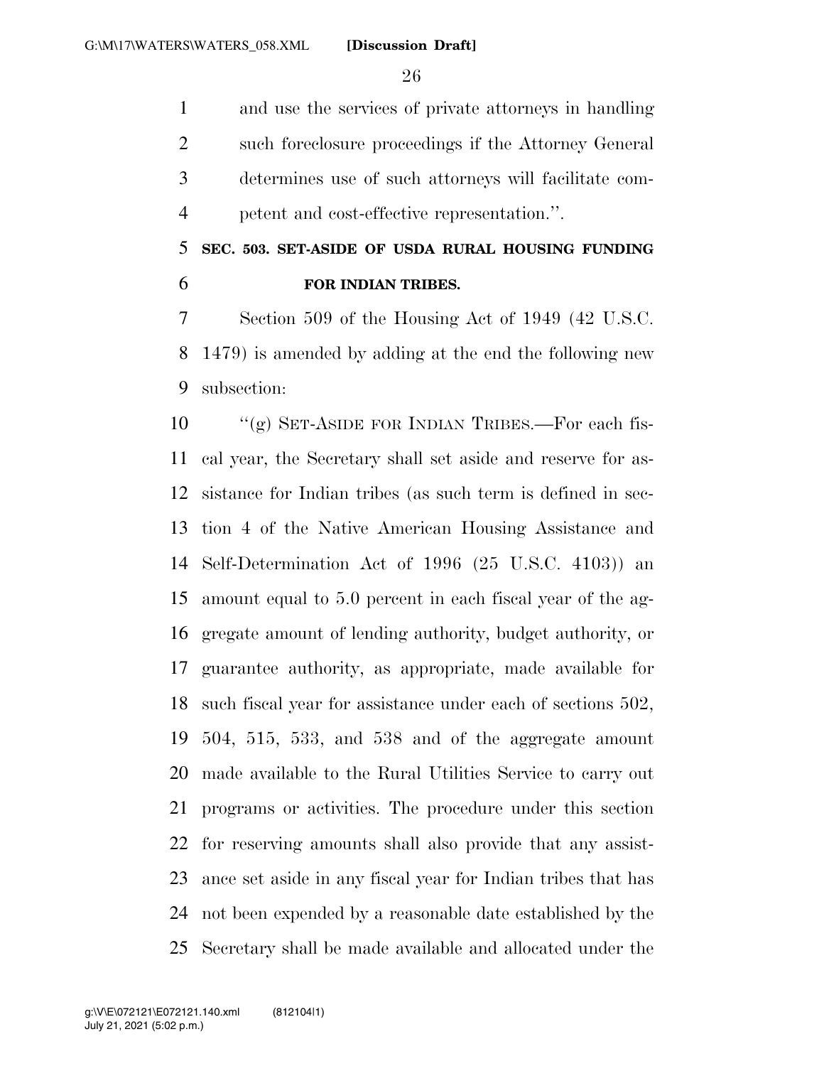and use the services of private attorneys in handling such foreclosure proceedings if the Attorney General determines use of such attorneys will facilitate competent and cost-effective representation.''.

**SEC. 503. SET-ASIDE OF USDA RURAL HOUSING FUNDING FOR INDIAN TRIBES.**

Section 509 of the Housing Act of 1949 (42 U.S.C. 1479) is amended by adding at the end the following new subsection:

''(g) SET-ASIDE FOR INDIAN TRIBES.—For each fiscal year, the Secretary shall set aside and reserve for assistance for Indian tribes (as such term is defined in section 4 of the Native American Housing Assistance and Self-Determination Act of 1996 (25 U.S.C. 4103)) an amount equal to 5.0 percent in each fiscal year of the aggregate amount of lending authority, budget authority, or guarantee authority, as appropriate, made available for such fiscal year for assistance under each of sections 502, 504, 515, 533, and 538 and of the aggregate amount made available to the Rural Utilities Service to carry out programs or activities. The procedure under this section for reserving amounts shall also provide that any assistance set aside in any fiscal year for Indian tribes that has not been expended by a reasonable date established by the Secretary shall be made available and allocated under the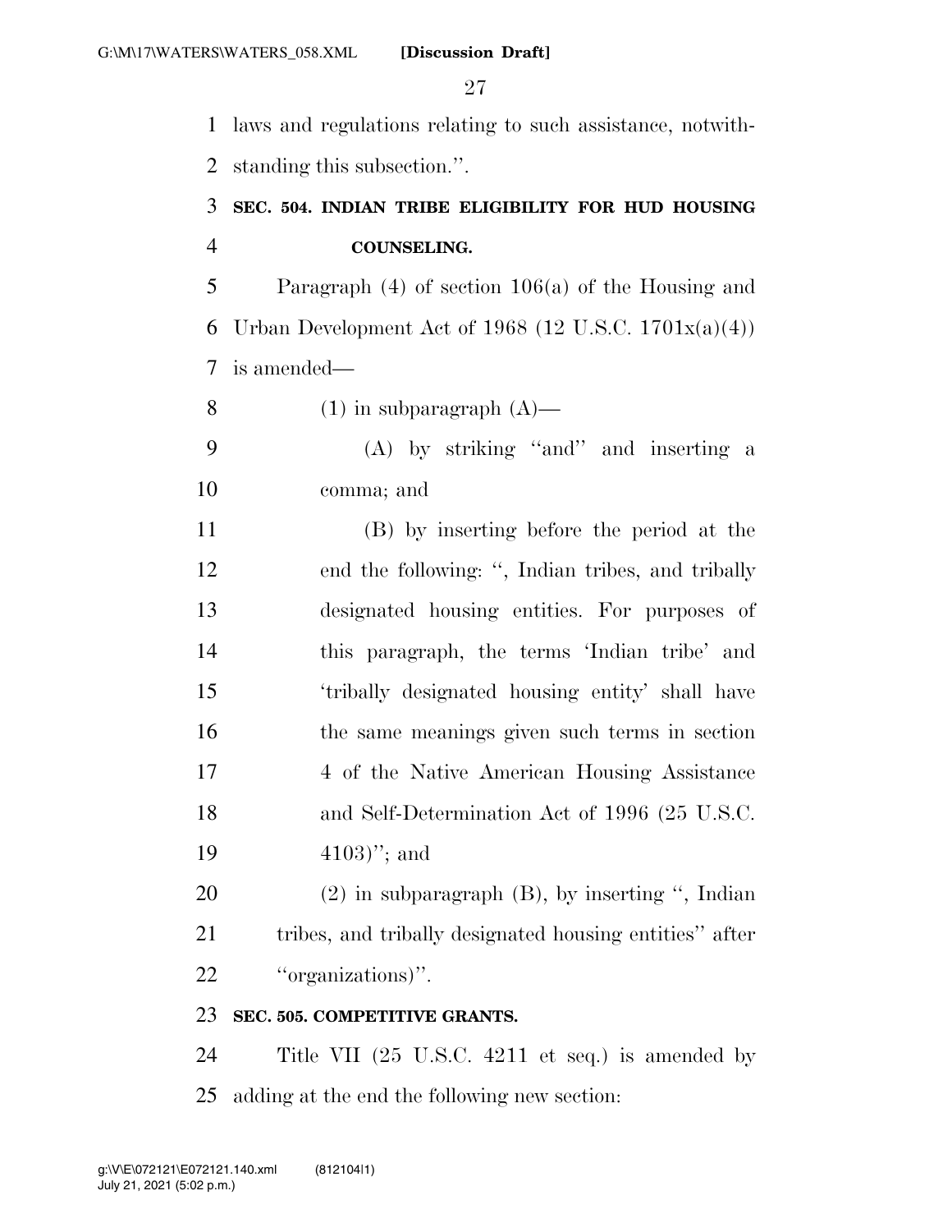laws and regulations relating to such assistance, notwithstanding this subsection.''.

**SEC. 504. INDIAN TRIBE ELIGIBILITY FOR HUD HOUSING COUNSELING.**

Paragraph (4) of section 106(a) of the Housing and Urban Development Act of 1968 (12 U.S.C. 1701x(a)(4)) is amended—

(1) in subparagraph (A)—

(A) by striking ''and'' and inserting a comma; and

(B) by inserting before the period at the end the following: '', Indian tribes, and tribally designated housing entities. For purposes of this paragraph, the terms 'Indian tribe' and 'tribally designated housing entity' shall have the same meanings given such terms in section 4 of the Native American Housing Assistance and Self-Determination Act of 1996 (25 U.S.C. 4103)''; and

(2) in subparagraph (B), by inserting '', Indian tribes, and tribally designated housing entities'' after ''organizations)''.

**SEC. 505. COMPETITIVE GRANTS.**

Title VII (25 U.S.C. 4211 et seq.) is amended by adding at the end the following new section: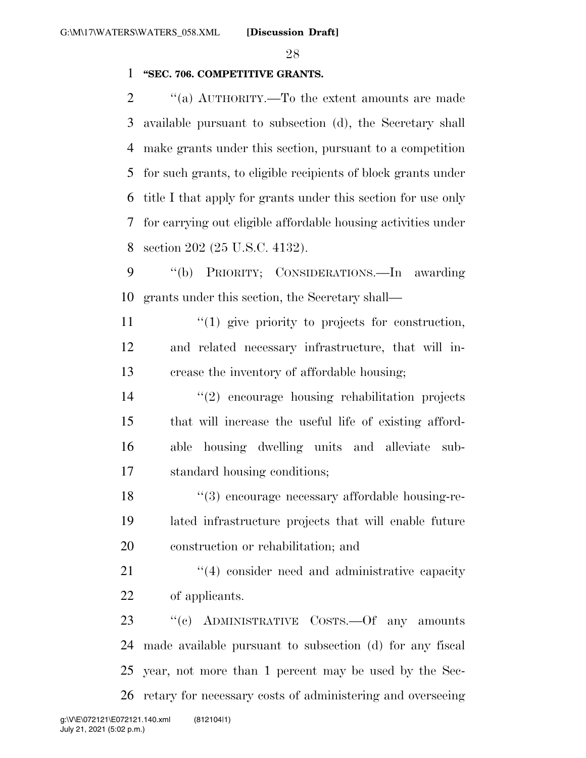**"SEC. 706. COMPETITIVE GRANTS.**

"(a) AUTHORITY.—To the extent amounts are made available pursuant to subsection (d), the Secretary shall make grants under this section, pursuant to a competition for such grants, to eligible recipients of block grants under title I that apply for grants under this section for use only for carrying out eligible affordable housing activities under section 202 (25 U.S.C. 4132).

"(b) PRIORITY; CONSIDERATIONS.—In awarding grants under this section, the Secretary shall—

"(1) give priority to projects for construction, and related necessary infrastructure, that will increase the inventory of affordable housing;

"(2) encourage housing rehabilitation projects that will increase the useful life of existing affordable housing dwelling units and alleviate substandard housing conditions;

"(3) encourage necessary affordable housing-related infrastructure projects that will enable future construction or rehabilitation; and

"(4) consider need and administrative capacity of applicants.

"(c) ADMINISTRATIVE COSTS.—Of any amounts made available pursuant to subsection (d) for any fiscal year, not more than 1 percent may be used by the Secretary for necessary costs of administering and overseeing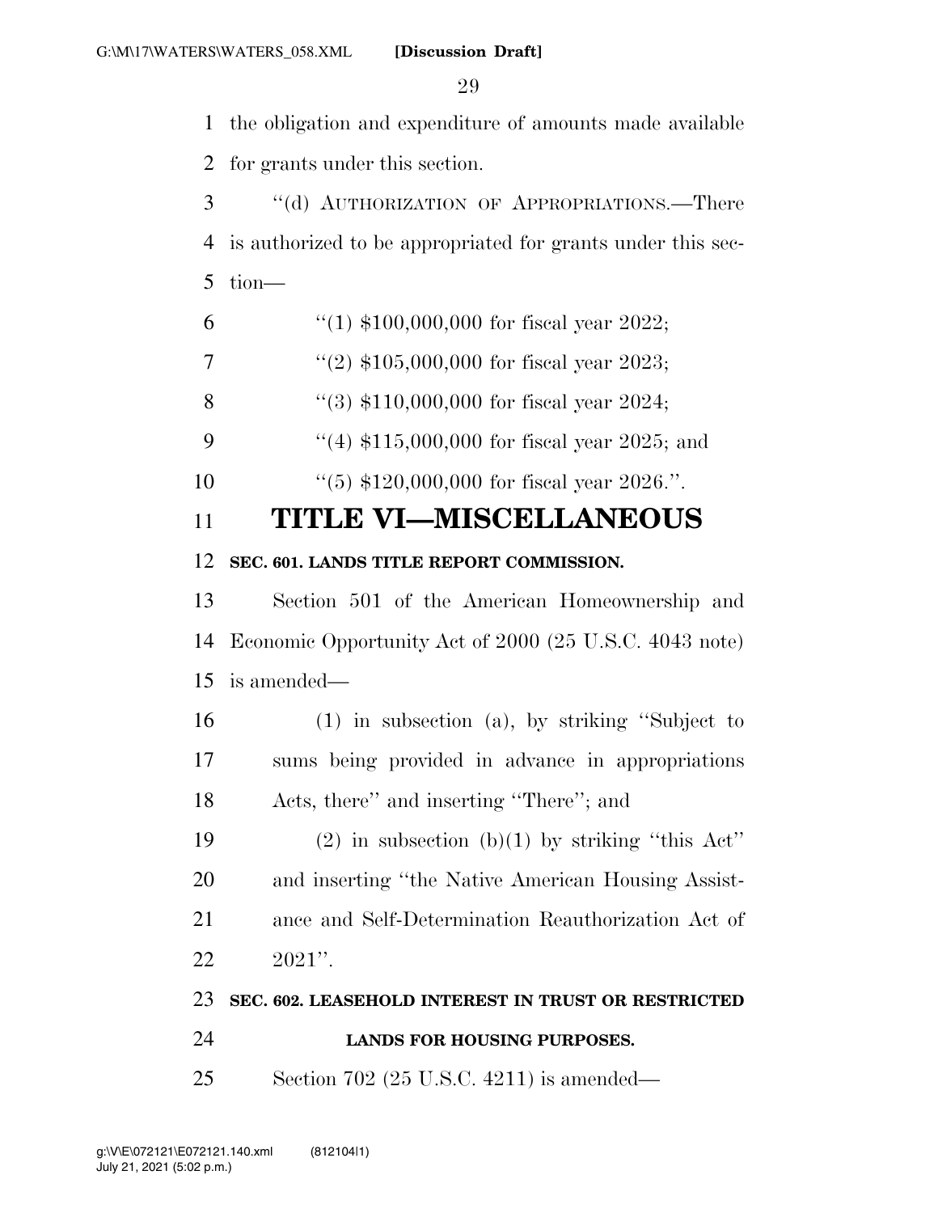the obligation and expenditure of amounts made available for grants under this section.

"(d) AUTHORIZATION OF APPROPRIATIONS.—There is authorized to be appropriated for grants under this section—

"(1) $100,000,000 for fiscal year 2022;

"(2) $105,000,000 for fiscal year 2023;

"(3) $110,000,000 for fiscal year 2024;

"(4) $115,000,000 for fiscal year 2025; and

"(5) $120,000,000 for fiscal year 2026.".

# TITLE VI—MISCELLANEOUS

**SEC. 601. LANDS TITLE REPORT COMMISSION.**

Section 501 of the American Homeownership and Economic Opportunity Act of 2000 (25 U.S.C. 4043 note) is amended—

(1) in subsection (a), by striking "Subject to sums being provided in advance in appropriations Acts, there" and inserting "There"; and

(2) in subsection (b)(1) by striking "this Act" and inserting "the Native American Housing Assistance and Self-Determination Reauthorization Act of 2021".

**SEC. 602. LEASEHOLD INTEREST IN TRUST OR RESTRICTED LANDS FOR HOUSING PURPOSES.**

Section 702 (25 U.S.C. 4211) is amended—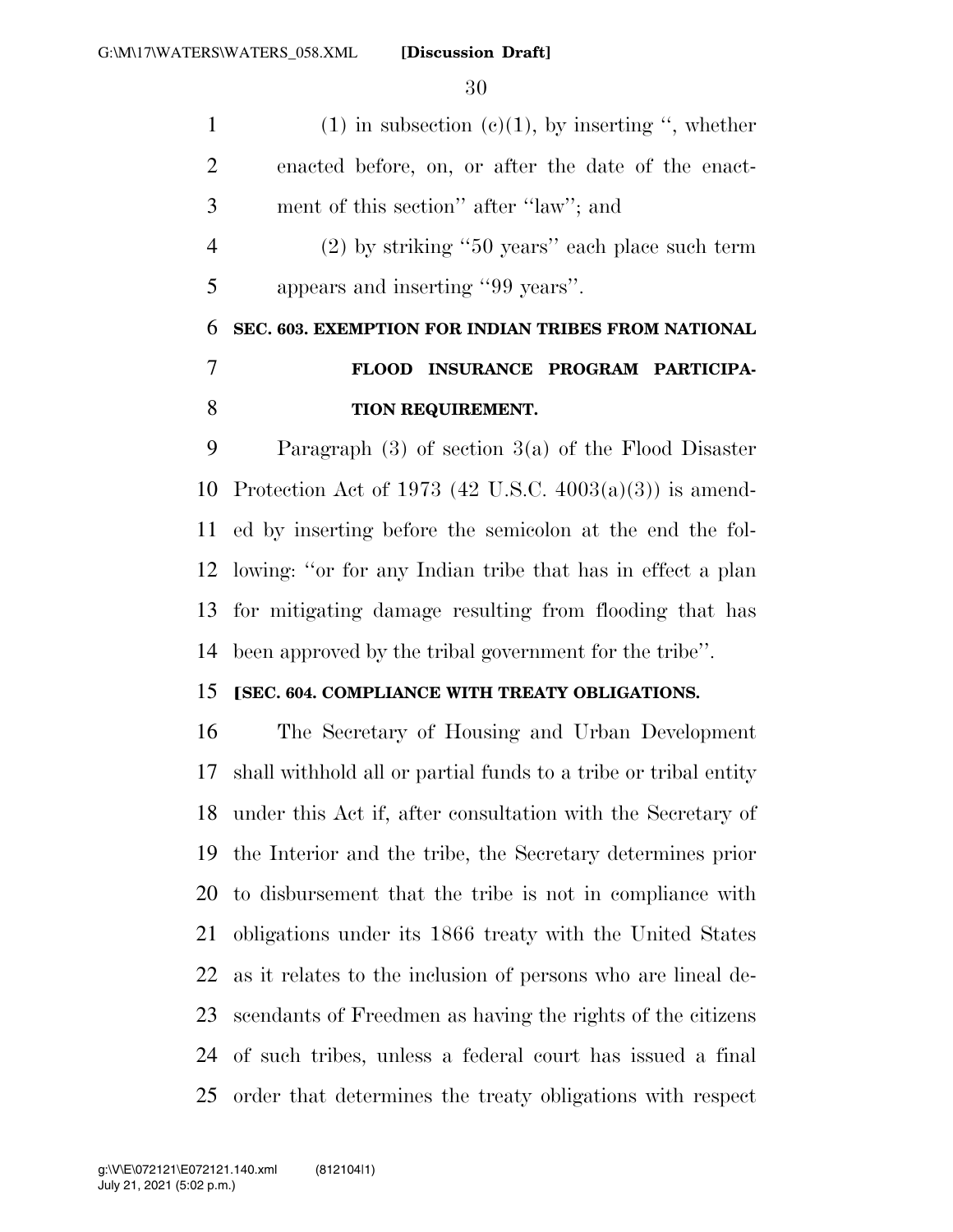(1) in subsection (c)(1), by inserting ", whether enacted before, on, or after the date of the enactment of this section" after "law"; and

(2) by striking "50 years" each place such term appears and inserting "99 years".

**SEC. 603. EXEMPTION FOR INDIAN TRIBES FROM NATIONAL FLOOD INSURANCE PROGRAM PARTICIPATION REQUIREMENT.**

Paragraph (3) of section 3(a) of the Flood Disaster Protection Act of 1973 (42 U.S.C. 4003(a)(3)) is amended by inserting before the semicolon at the end the following: "or for any Indian tribe that has in effect a plan for mitigating damage resulting from flooding that has been approved by the tribal government for the tribe".

**[SEC. 604. COMPLIANCE WITH TREATY OBLIGATIONS.**

The Secretary of Housing and Urban Development shall withhold all or partial funds to a tribe or tribal entity under this Act if, after consultation with the Secretary of the Interior and the tribe, the Secretary determines prior to disbursement that the tribe is not in compliance with obligations under its 1866 treaty with the United States as it relates to the inclusion of persons who are lineal descendants of Freedmen as having the rights of the citizens of such tribes, unless a federal court has issued a final order that determines the treaty obligations with respect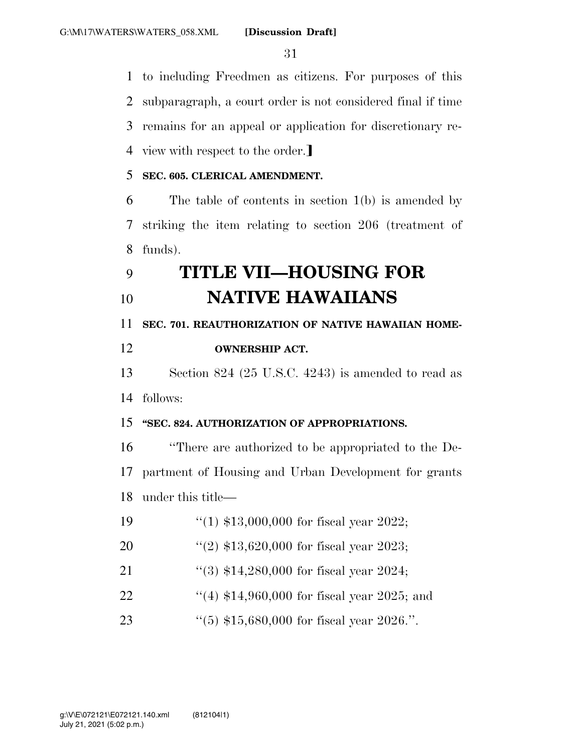to including Freedmen as citizens. For purposes of this subparagraph, a court order is not considered final if time remains for an appeal or application for discretionary review with respect to the order.]

**SEC. 605. CLERICAL AMENDMENT.**

The table of contents in section 1(b) is amended by striking the item relating to section 206 (treatment of funds).

# TITLE VII—HOUSING FOR NATIVE HAWAIIANS

**SEC. 701. REAUTHORIZATION OF NATIVE HAWAIIAN HOMEOWNERSHIP ACT.**

Section 824 (25 U.S.C. 4243) is amended to read as follows:

**"SEC. 824. AUTHORIZATION OF APPROPRIATIONS.**

"There are authorized to be appropriated to the Department of Housing and Urban Development for grants under this title—

"(1) $13,000,000 for fiscal year 2022;

"(2) $13,620,000 for fiscal year 2023;

"(3) $14,280,000 for fiscal year 2024;

"(4) $14,960,000 for fiscal year 2025; and

"(5) $15,680,000 for fiscal year 2026.".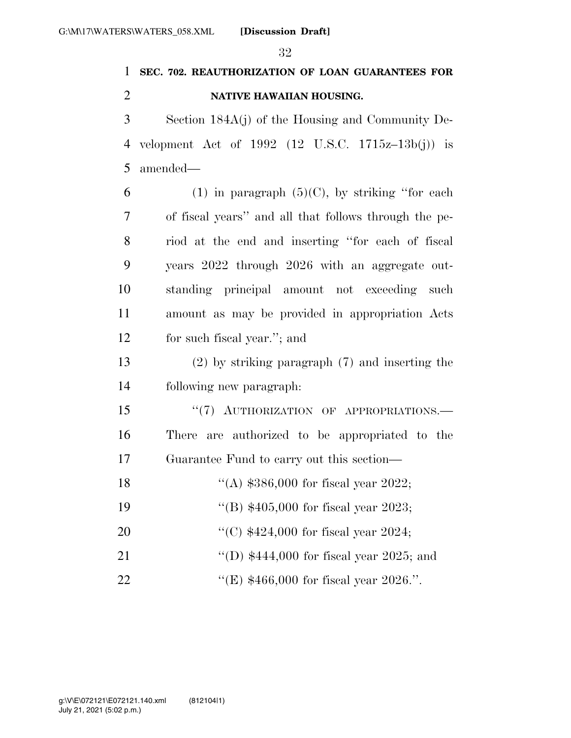## SEC. 702. REAUTHORIZATION OF LOAN GUARANTEES FOR NATIVE HAWAIIAN HOUSING.

Section 184A(j) of the Housing and Community Development Act of 1992 (12 U.S.C. 1715z–13b(j)) is amended—

(1) in paragraph (5)(C), by striking "for each of fiscal years" and all that follows through the period at the end and inserting "for each of fiscal years 2022 through 2026 with an aggregate outstanding principal amount not exceeding such amount as may be provided in appropriation Acts for such fiscal year."; and

(2) by striking paragraph (7) and inserting the following new paragraph:

"(7) AUTHORIZATION OF APPROPRIATIONS.— There are authorized to be appropriated to the Guarantee Fund to carry out this section—

"(A) $386,000 for fiscal year 2022;

"(B) $405,000 for fiscal year 2023;

"(C) $424,000 for fiscal year 2024;

"(D) $444,000 for fiscal year 2025; and

"(E) $466,000 for fiscal year 2026.".